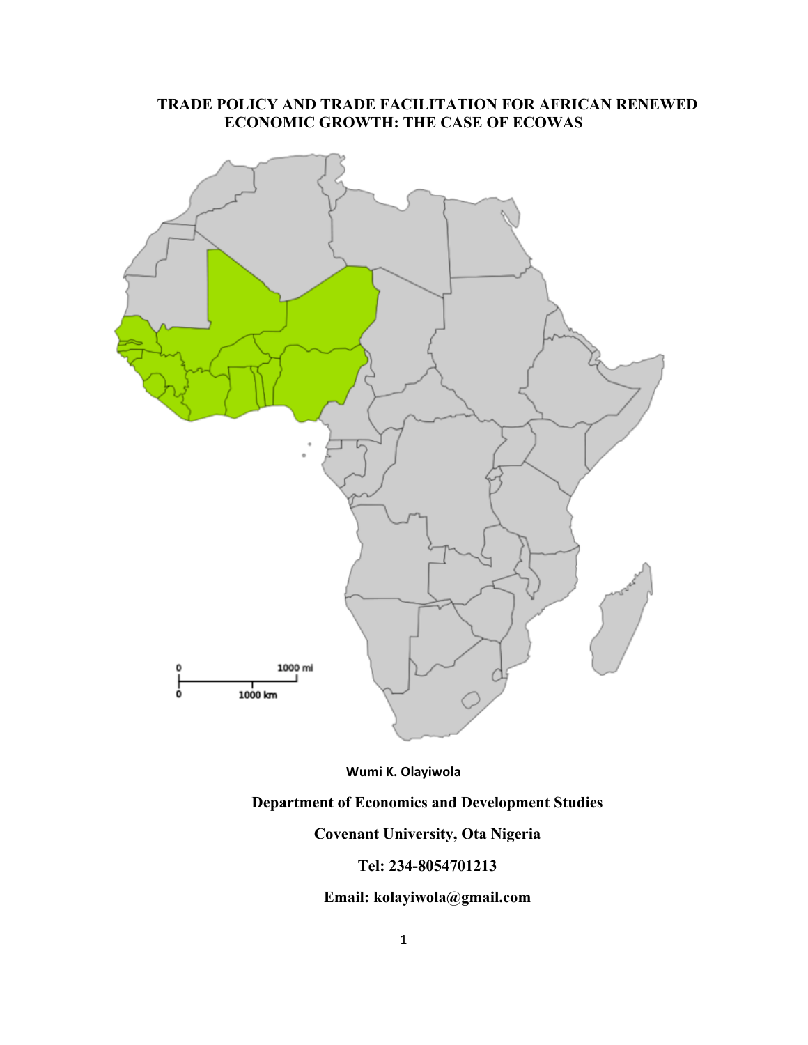# TRADE POLICY AND TRADE FACILITATION FOR AFRICAN RENEWED ECONOMIC GROWTH: THE CASE OF ECOWAS

**Wumi K. Olayiwola**

**Department of Economics and Development Studies**

**Covenant University, Ota Nigeria**

**Tel: 234-8054701213**

**Email: kolayiwola@gmail.com**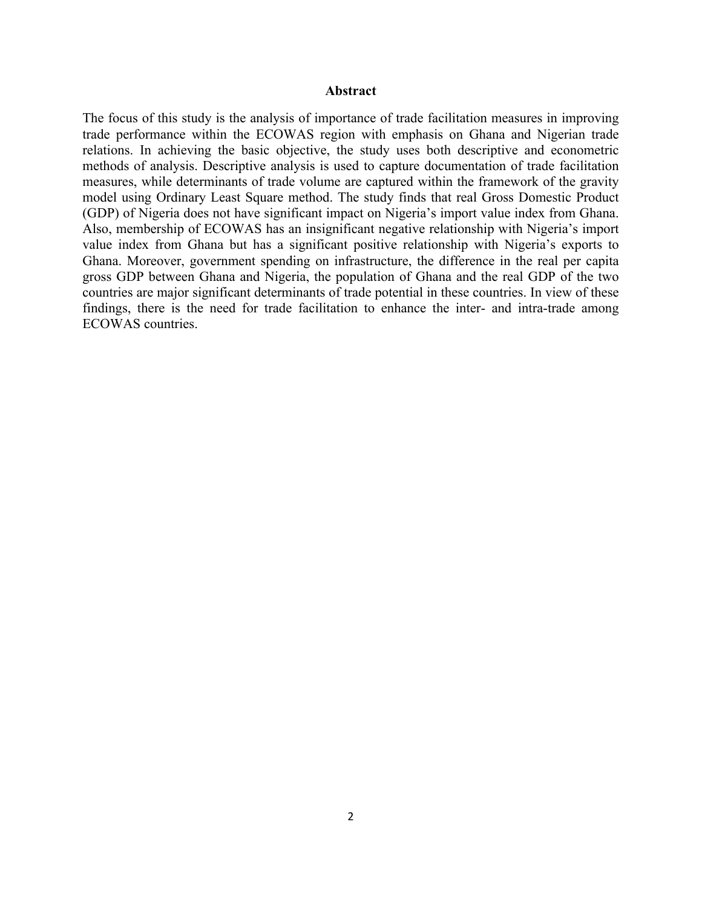## Abstract

The focus of this study is the analysis of importance of trade facilitation measures in improving trade performance within the ECOWAS region with emphasis on Ghana and Nigerian trade relations. In achieving the basic objective, the study uses both descriptive and econometric methods of analysis. Descriptive analysis is used to capture documentation of trade facilitation measures, while determinants of trade volume are captured within the framework of the gravity model using Ordinary Least Square method. The study finds that real Gross Domestic Product (GDP) of Nigeria does not have significant impact on Nigeria's import value index from Ghana. Also, membership of ECOWAS has an insignificant negative relationship with Nigeria's import value index from Ghana but has a significant positive relationship with Nigeria's exports to Ghana. Moreover, government spending on infrastructure, the difference in the real per capita gross GDP between Ghana and Nigeria, the population of Ghana and the real GDP of the two countries are major significant determinants of trade potential in these countries. In view of these findings, there is the need for trade facilitation to enhance the inter- and intra-trade among ECOWAS countries.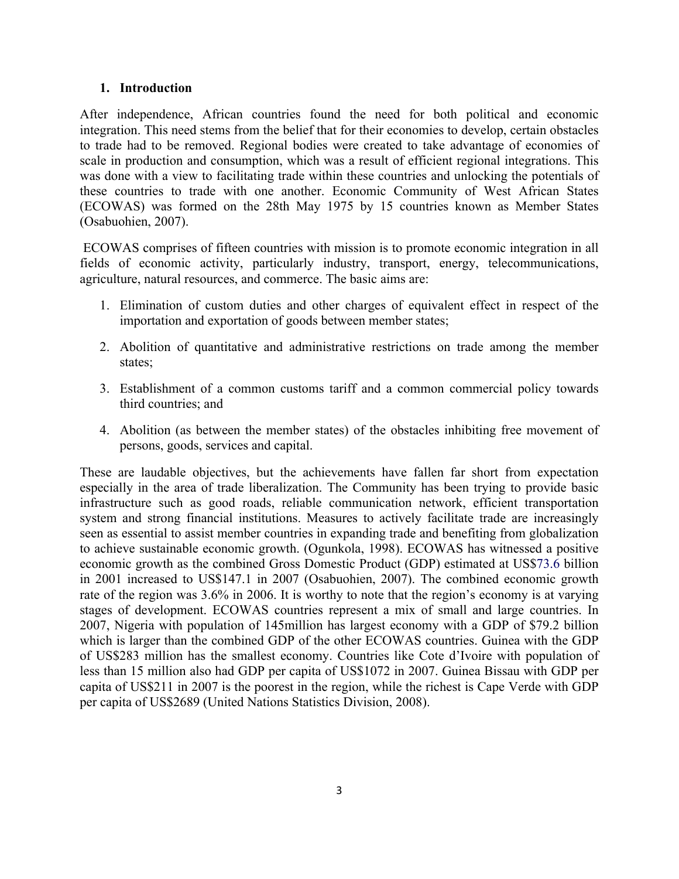## 1. Introduction

After independence, African countries found the need for both political and economic integration. This need stems from the belief that for their economies to develop, certain obstacles to trade had to be removed. Regional bodies were created to take advantage of economies of scale in production and consumption, which was a result of efficient regional integrations. This was done with a view to facilitating trade within these countries and unlocking the potentials of these countries to trade with one another. Economic Community of West African States (ECOWAS) was formed on the 28th May 1975 by 15 countries known as Member States (Osabuohien, 2007).

ECOWAS comprises of fifteen countries with mission is to promote economic integration in all fields of economic activity, particularly industry, transport, energy, telecommunications, agriculture, natural resources, and commerce. The basic aims are:

1. Elimination of custom duties and other charges of equivalent effect in respect of the importation and exportation of goods between member states;
2. Abolition of quantitative and administrative restrictions on trade among the member states;
3. Establishment of a common customs tariff and a common commercial policy towards third countries; and
4. Abolition (as between the member states) of the obstacles inhibiting free movement of persons, goods, services and capital.

These are laudable objectives, but the achievements have fallen far short from expectation especially in the area of trade liberalization. The Community has been trying to provide basic infrastructure such as good roads, reliable communication network, efficient transportation system and strong financial institutions. Measures to actively facilitate trade are increasingly seen as essential to assist member countries in expanding trade and benefiting from globalization to achieve sustainable economic growth. (Ogunkola, 1998). ECOWAS has witnessed a positive economic growth as the combined Gross Domestic Product (GDP) estimated at US$73.6 billion in 2001 increased to US$147.1 in 2007 (Osabuohien, 2007). The combined economic growth rate of the region was 3.6% in 2006. It is worthy to note that the region's economy is at varying stages of development. ECOWAS countries represent a mix of small and large countries. In 2007, Nigeria with population of 145million has largest economy with a GDP of $79.2 billion which is larger than the combined GDP of the other ECOWAS countries. Guinea with the GDP of US$283 million has the smallest economy. Countries like Cote d'Ivoire with population of less than 15 million also had GDP per capita of US$1072 in 2007. Guinea Bissau with GDP per capita of US$211 in 2007 is the poorest in the region, while the richest is Cape Verde with GDP per capita of US$2689 (United Nations Statistics Division, 2008).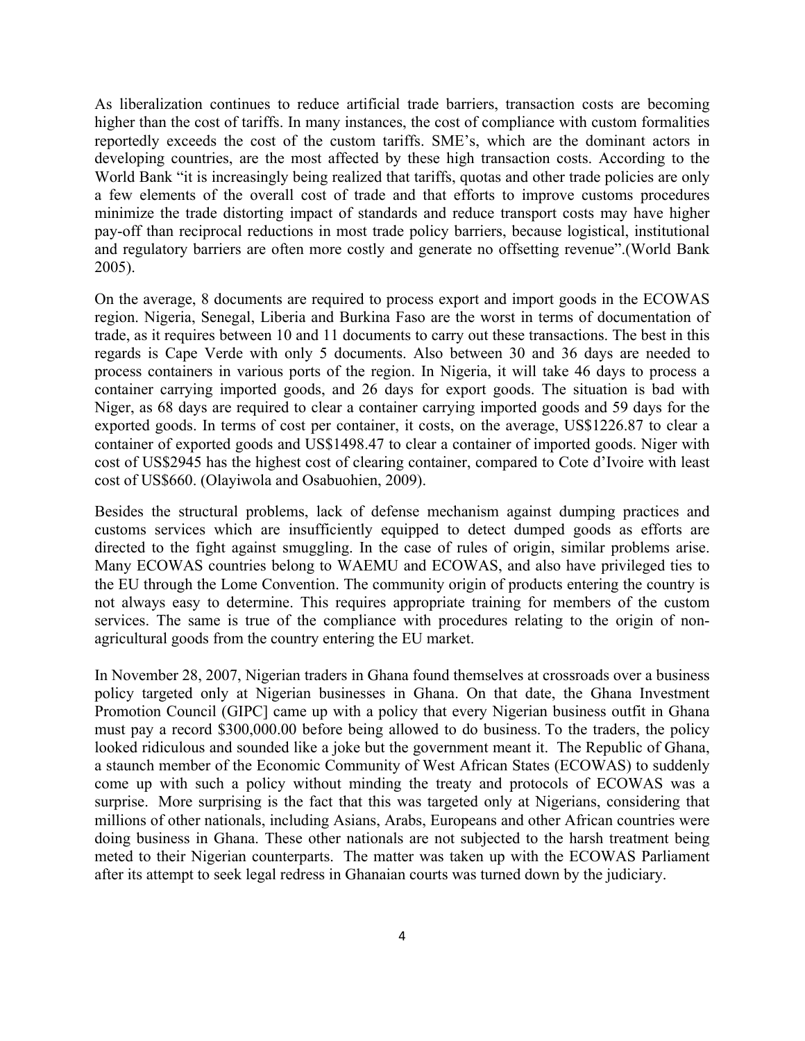As liberalization continues to reduce artificial trade barriers, transaction costs are becoming higher than the cost of tariffs. In many instances, the cost of compliance with custom formalities reportedly exceeds the cost of the custom tariffs. SME's, which are the dominant actors in developing countries, are the most affected by these high transaction costs. According to the World Bank "it is increasingly being realized that tariffs, quotas and other trade policies are only a few elements of the overall cost of trade and that efforts to improve customs procedures minimize the trade distorting impact of standards and reduce transport costs may have higher pay-off than reciprocal reductions in most trade policy barriers, because logistical, institutional and regulatory barriers are often more costly and generate no offsetting revenue".(World Bank 2005).

On the average, 8 documents are required to process export and import goods in the ECOWAS region. Nigeria, Senegal, Liberia and Burkina Faso are the worst in terms of documentation of trade, as it requires between 10 and 11 documents to carry out these transactions. The best in this regards is Cape Verde with only 5 documents. Also between 30 and 36 days are needed to process containers in various ports of the region. In Nigeria, it will take 46 days to process a container carrying imported goods, and 26 days for export goods. The situation is bad with Niger, as 68 days are required to clear a container carrying imported goods and 59 days for the exported goods. In terms of cost per container, it costs, on the average, US$1226.87 to clear a container of exported goods and US$1498.47 to clear a container of imported goods. Niger with cost of US$2945 has the highest cost of clearing container, compared to Cote d'Ivoire with least cost of US$660. (Olayiwola and Osabuohien, 2009).

Besides the structural problems, lack of defense mechanism against dumping practices and customs services which are insufficiently equipped to detect dumped goods as efforts are directed to the fight against smuggling. In the case of rules of origin, similar problems arise. Many ECOWAS countries belong to WAEMU and ECOWAS, and also have privileged ties to the EU through the Lome Convention. The community origin of products entering the country is not always easy to determine. This requires appropriate training for members of the custom services. The same is true of the compliance with procedures relating to the origin of non-agricultural goods from the country entering the EU market.

In November 28, 2007, Nigerian traders in Ghana found themselves at crossroads over a business policy targeted only at Nigerian businesses in Ghana. On that date, the Ghana Investment Promotion Council (GIPC] came up with a policy that every Nigerian business outfit in Ghana must pay a record $300,000.00 before being allowed to do business. To the traders, the policy looked ridiculous and sounded like a joke but the government meant it. The Republic of Ghana, a staunch member of the Economic Community of West African States (ECOWAS) to suddenly come up with such a policy without minding the treaty and protocols of ECOWAS was a surprise. More surprising is the fact that this was targeted only at Nigerians, considering that millions of other nationals, including Asians, Arabs, Europeans and other African countries were doing business in Ghana. These other nationals are not subjected to the harsh treatment being meted to their Nigerian counterparts. The matter was taken up with the ECOWAS Parliament after its attempt to seek legal redress in Ghanaian courts was turned down by the judiciary.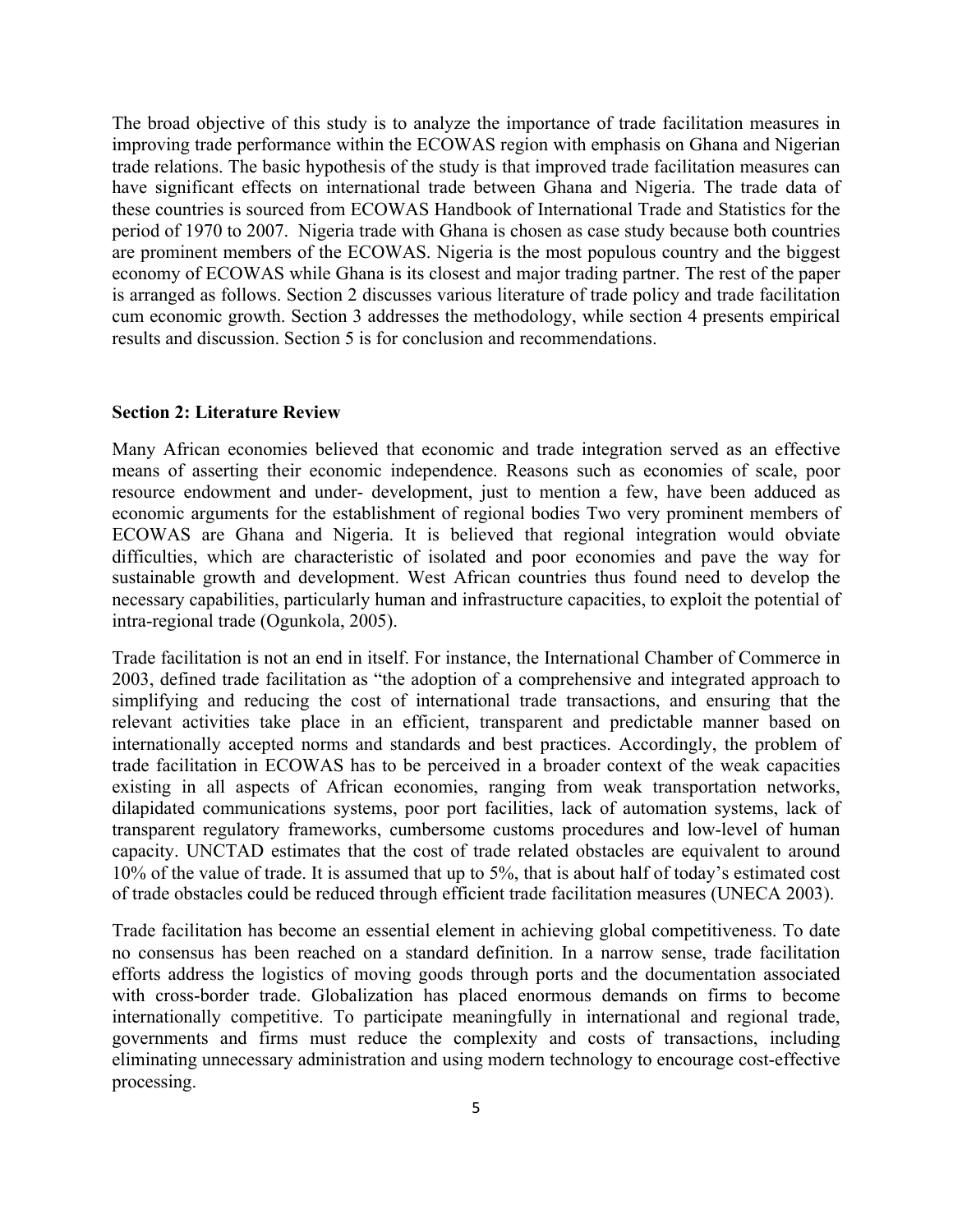The broad objective of this study is to analyze the importance of trade facilitation measures in improving trade performance within the ECOWAS region with emphasis on Ghana and Nigerian trade relations. The basic hypothesis of the study is that improved trade facilitation measures can have significant effects on international trade between Ghana and Nigeria. The trade data of these countries is sourced from ECOWAS Handbook of International Trade and Statistics for the period of 1970 to 2007. Nigeria trade with Ghana is chosen as case study because both countries are prominent members of the ECOWAS. Nigeria is the most populous country and the biggest economy of ECOWAS while Ghana is its closest and major trading partner. The rest of the paper is arranged as follows. Section 2 discusses various literature of trade policy and trade facilitation cum economic growth. Section 3 addresses the methodology, while section 4 presents empirical results and discussion. Section 5 is for conclusion and recommendations.

## Section 2: Literature Review

Many African economies believed that economic and trade integration served as an effective means of asserting their economic independence. Reasons such as economies of scale, poor resource endowment and under- development, just to mention a few, have been adduced as economic arguments for the establishment of regional bodies Two very prominent members of ECOWAS are Ghana and Nigeria. It is believed that regional integration would obviate difficulties, which are characteristic of isolated and poor economies and pave the way for sustainable growth and development. West African countries thus found need to develop the necessary capabilities, particularly human and infrastructure capacities, to exploit the potential of intra-regional trade (Ogunkola, 2005).

Trade facilitation is not an end in itself. For instance, the International Chamber of Commerce in 2003, defined trade facilitation as "the adoption of a comprehensive and integrated approach to simplifying and reducing the cost of international trade transactions, and ensuring that the relevant activities take place in an efficient, transparent and predictable manner based on internationally accepted norms and standards and best practices. Accordingly, the problem of trade facilitation in ECOWAS has to be perceived in a broader context of the weak capacities existing in all aspects of African economies, ranging from weak transportation networks, dilapidated communications systems, poor port facilities, lack of automation systems, lack of transparent regulatory frameworks, cumbersome customs procedures and low-level of human capacity. UNCTAD estimates that the cost of trade related obstacles are equivalent to around 10% of the value of trade. It is assumed that up to 5%, that is about half of today's estimated cost of trade obstacles could be reduced through efficient trade facilitation measures (UNECA 2003).

Trade facilitation has become an essential element in achieving global competitiveness. To date no consensus has been reached on a standard definition. In a narrow sense, trade facilitation efforts address the logistics of moving goods through ports and the documentation associated with cross-border trade. Globalization has placed enormous demands on firms to become internationally competitive. To participate meaningfully in international and regional trade, governments and firms must reduce the complexity and costs of transactions, including eliminating unnecessary administration and using modern technology to encourage cost-effective processing.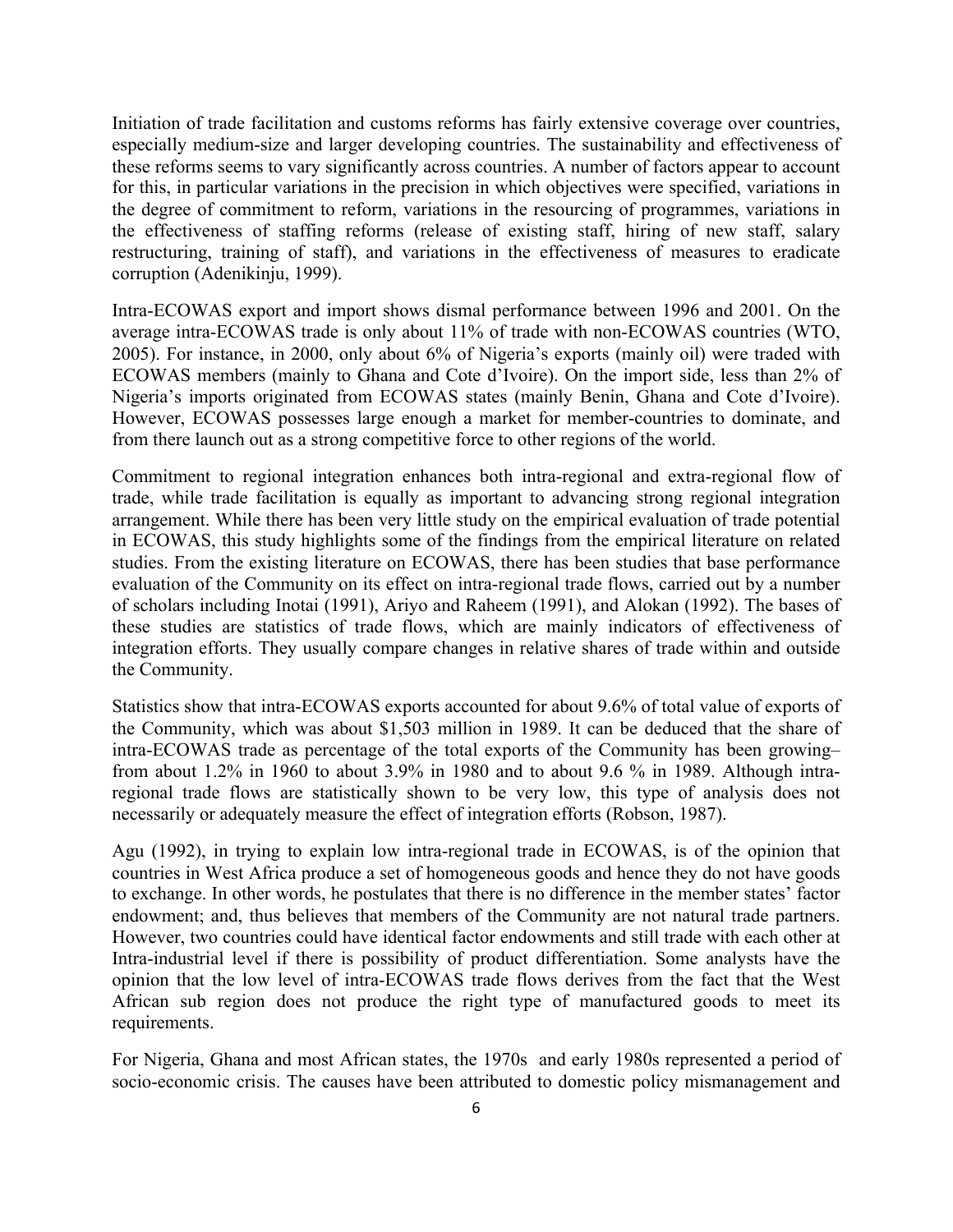Initiation of trade facilitation and customs reforms has fairly extensive coverage over countries, especially medium-size and larger developing countries. The sustainability and effectiveness of these reforms seems to vary significantly across countries. A number of factors appear to account for this, in particular variations in the precision in which objectives were specified, variations in the degree of commitment to reform, variations in the resourcing of programmes, variations in the effectiveness of staffing reforms (release of existing staff, hiring of new staff, salary restructuring, training of staff), and variations in the effectiveness of measures to eradicate corruption (Adenikinju, 1999).

Intra-ECOWAS export and import shows dismal performance between 1996 and 2001. On the average intra-ECOWAS trade is only about 11% of trade with non-ECOWAS countries (WTO, 2005). For instance, in 2000, only about 6% of Nigeria's exports (mainly oil) were traded with ECOWAS members (mainly to Ghana and Cote d'Ivoire). On the import side, less than 2% of Nigeria's imports originated from ECOWAS states (mainly Benin, Ghana and Cote d'Ivoire). However, ECOWAS possesses large enough a market for member-countries to dominate, and from there launch out as a strong competitive force to other regions of the world.

Commitment to regional integration enhances both intra-regional and extra-regional flow of trade, while trade facilitation is equally as important to advancing strong regional integration arrangement. While there has been very little study on the empirical evaluation of trade potential in ECOWAS, this study highlights some of the findings from the empirical literature on related studies. From the existing literature on ECOWAS, there has been studies that base performance evaluation of the Community on its effect on intra-regional trade flows, carried out by a number of scholars including Inotai (1991), Ariyo and Raheem (1991), and Alokan (1992). The bases of these studies are statistics of trade flows, which are mainly indicators of effectiveness of integration efforts. They usually compare changes in relative shares of trade within and outside the Community.

Statistics show that intra-ECOWAS exports accounted for about 9.6% of total value of exports of the Community, which was about $1,503 million in 1989. It can be deduced that the share of intra-ECOWAS trade as percentage of the total exports of the Community has been growing– from about 1.2% in 1960 to about 3.9% in 1980 and to about 9.6 % in 1989. Although intra-regional trade flows are statistically shown to be very low, this type of analysis does not necessarily or adequately measure the effect of integration efforts (Robson, 1987).

Agu (1992), in trying to explain low intra-regional trade in ECOWAS, is of the opinion that countries in West Africa produce a set of homogeneous goods and hence they do not have goods to exchange. In other words, he postulates that there is no difference in the member states' factor endowment; and, thus believes that members of the Community are not natural trade partners. However, two countries could have identical factor endowments and still trade with each other at Intra-industrial level if there is possibility of product differentiation. Some analysts have the opinion that the low level of intra-ECOWAS trade flows derives from the fact that the West African sub region does not produce the right type of manufactured goods to meet its requirements.

For Nigeria, Ghana and most African states, the 1970s and early 1980s represented a period of socio-economic crisis. The causes have been attributed to domestic policy mismanagement and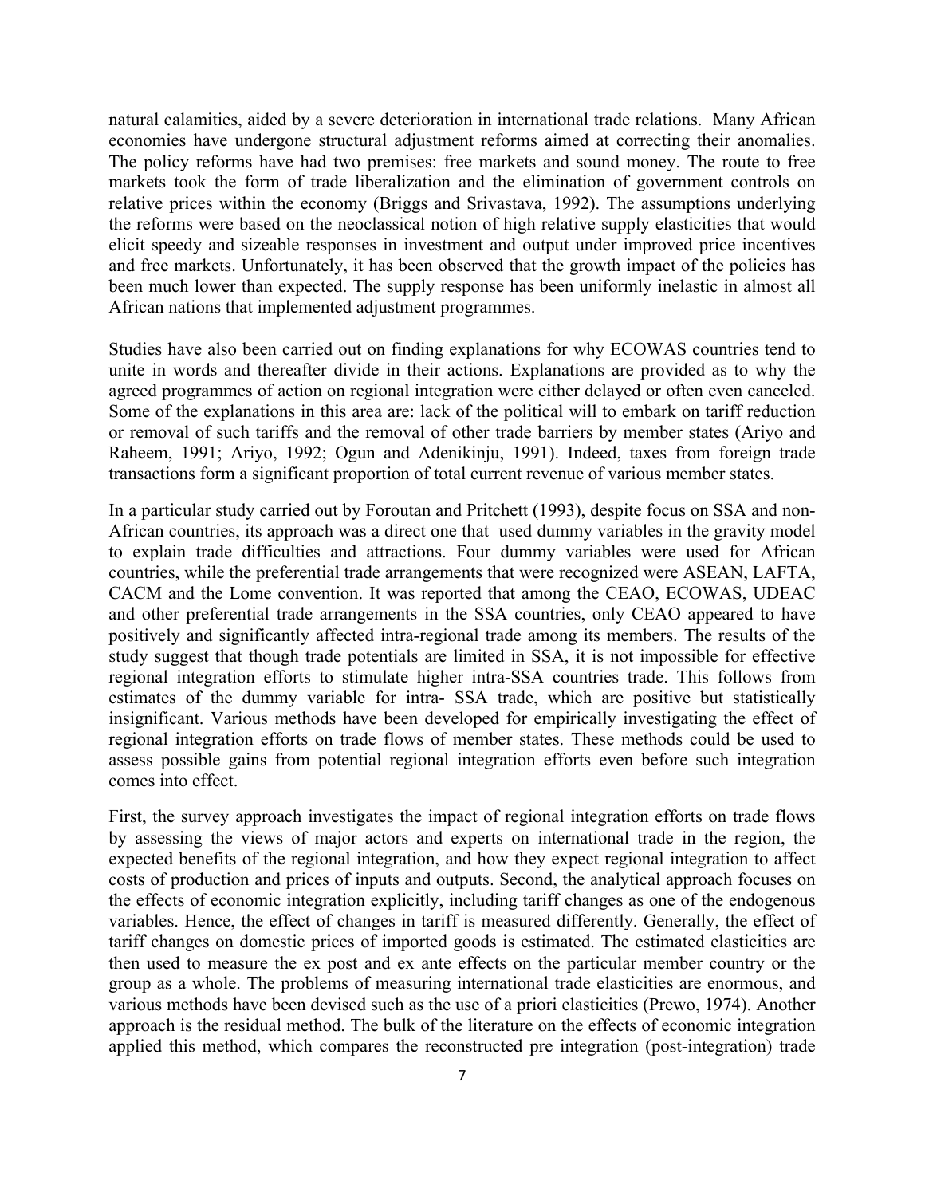natural calamities, aided by a severe deterioration in international trade relations. Many African economies have undergone structural adjustment reforms aimed at correcting their anomalies. The policy reforms have had two premises: free markets and sound money. The route to free markets took the form of trade liberalization and the elimination of government controls on relative prices within the economy (Briggs and Srivastava, 1992). The assumptions underlying the reforms were based on the neoclassical notion of high relative supply elasticities that would elicit speedy and sizeable responses in investment and output under improved price incentives and free markets. Unfortunately, it has been observed that the growth impact of the policies has been much lower than expected. The supply response has been uniformly inelastic in almost all African nations that implemented adjustment programmes.

Studies have also been carried out on finding explanations for why ECOWAS countries tend to unite in words and thereafter divide in their actions. Explanations are provided as to why the agreed programmes of action on regional integration were either delayed or often even canceled. Some of the explanations in this area are: lack of the political will to embark on tariff reduction or removal of such tariffs and the removal of other trade barriers by member states (Ariyo and Raheem, 1991; Ariyo, 1992; Ogun and Adenikinju, 1991). Indeed, taxes from foreign trade transactions form a significant proportion of total current revenue of various member states.

In a particular study carried out by Foroutan and Pritchett (1993), despite focus on SSA and non-African countries, its approach was a direct one that used dummy variables in the gravity model to explain trade difficulties and attractions. Four dummy variables were used for African countries, while the preferential trade arrangements that were recognized were ASEAN, LAFTA, CACM and the Lome convention. It was reported that among the CEAO, ECOWAS, UDEAC and other preferential trade arrangements in the SSA countries, only CEAO appeared to have positively and significantly affected intra-regional trade among its members. The results of the study suggest that though trade potentials are limited in SSA, it is not impossible for effective regional integration efforts to stimulate higher intra-SSA countries trade. This follows from estimates of the dummy variable for intra- SSA trade, which are positive but statistically insignificant. Various methods have been developed for empirically investigating the effect of regional integration efforts on trade flows of member states. These methods could be used to assess possible gains from potential regional integration efforts even before such integration comes into effect.

First, the survey approach investigates the impact of regional integration efforts on trade flows by assessing the views of major actors and experts on international trade in the region, the expected benefits of the regional integration, and how they expect regional integration to affect costs of production and prices of inputs and outputs. Second, the analytical approach focuses on the effects of economic integration explicitly, including tariff changes as one of the endogenous variables. Hence, the effect of changes in tariff is measured differently. Generally, the effect of tariff changes on domestic prices of imported goods is estimated. The estimated elasticities are then used to measure the ex post and ex ante effects on the particular member country or the group as a whole. The problems of measuring international trade elasticities are enormous, and various methods have been devised such as the use of a priori elasticities (Prewo, 1974). Another approach is the residual method. The bulk of the literature on the effects of economic integration applied this method, which compares the reconstructed pre integration (post-integration) trade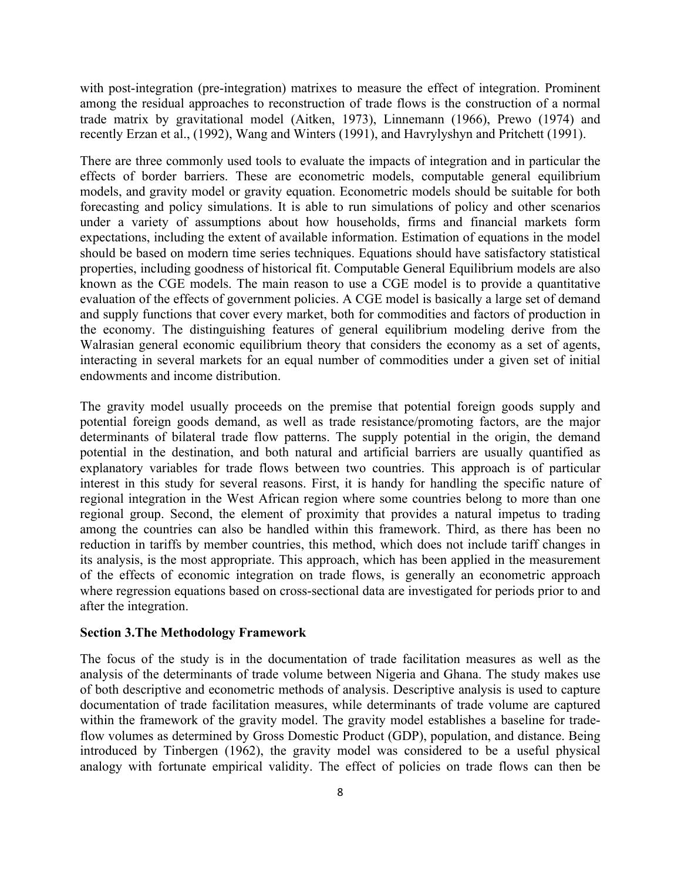with post-integration (pre-integration) matrixes to measure the effect of integration. Prominent among the residual approaches to reconstruction of trade flows is the construction of a normal trade matrix by gravitational model (Aitken, 1973), Linnemann (1966), Prewo (1974) and recently Erzan et al., (1992), Wang and Winters (1991), and Havrylyshyn and Pritchett (1991).

There are three commonly used tools to evaluate the impacts of integration and in particular the effects of border barriers. These are econometric models, computable general equilibrium models, and gravity model or gravity equation. Econometric models should be suitable for both forecasting and policy simulations. It is able to run simulations of policy and other scenarios under a variety of assumptions about how households, firms and financial markets form expectations, including the extent of available information. Estimation of equations in the model should be based on modern time series techniques. Equations should have satisfactory statistical properties, including goodness of historical fit. Computable General Equilibrium models are also known as the CGE models. The main reason to use a CGE model is to provide a quantitative evaluation of the effects of government policies. A CGE model is basically a large set of demand and supply functions that cover every market, both for commodities and factors of production in the economy. The distinguishing features of general equilibrium modeling derive from the Walrasian general economic equilibrium theory that considers the economy as a set of agents, interacting in several markets for an equal number of commodities under a given set of initial endowments and income distribution.

The gravity model usually proceeds on the premise that potential foreign goods supply and potential foreign goods demand, as well as trade resistance/promoting factors, are the major determinants of bilateral trade flow patterns. The supply potential in the origin, the demand potential in the destination, and both natural and artificial barriers are usually quantified as explanatory variables for trade flows between two countries. This approach is of particular interest in this study for several reasons. First, it is handy for handling the specific nature of regional integration in the West African region where some countries belong to more than one regional group. Second, the element of proximity that provides a natural impetus to trading among the countries can also be handled within this framework. Third, as there has been no reduction in tariffs by member countries, this method, which does not include tariff changes in its analysis, is the most appropriate. This approach, which has been applied in the measurement of the effects of economic integration on trade flows, is generally an econometric approach where regression equations based on cross-sectional data are investigated for periods prior to and after the integration.

**Section 3.The Methodology Framework**

The focus of the study is in the documentation of trade facilitation measures as well as the analysis of the determinants of trade volume between Nigeria and Ghana. The study makes use of both descriptive and econometric methods of analysis. Descriptive analysis is used to capture documentation of trade facilitation measures, while determinants of trade volume are captured within the framework of the gravity model. The gravity model establishes a baseline for trade-flow volumes as determined by Gross Domestic Product (GDP), population, and distance. Being introduced by Tinbergen (1962), the gravity model was considered to be a useful physical analogy with fortunate empirical validity. The effect of policies on trade flows can then be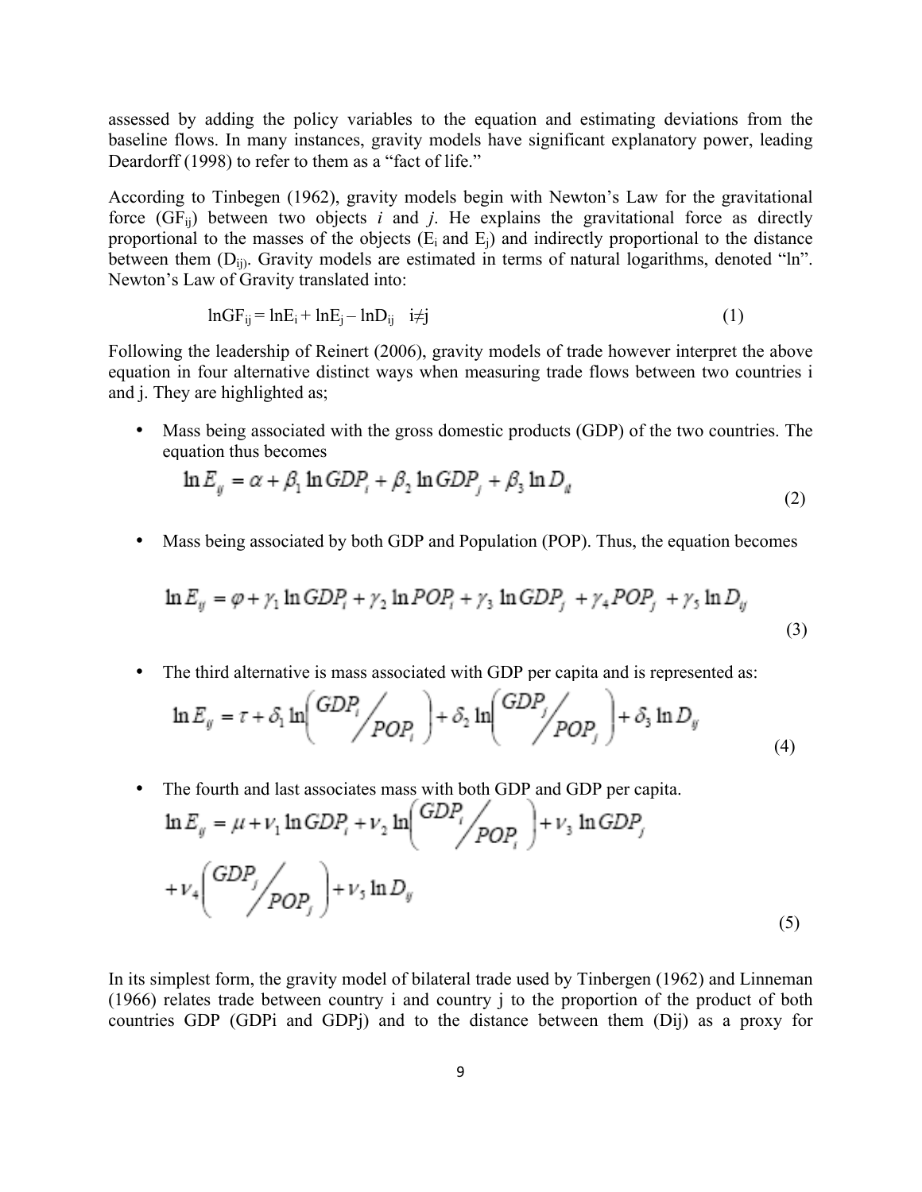assessed by adding the policy variables to the equation and estimating deviations from the baseline flows. In many instances, gravity models have significant explanatory power, leading Deardorff (1998) to refer to them as a "fact of life."

According to Tinbegen (1962), gravity models begin with Newton's Law for the gravitational force ($GF_{ij}$) between two objects *i* and *j*. He explains the gravitational force as directly proportional to the masses of the objects ($E_i$ and $E_j$) and indirectly proportional to the distance between them ($D_{ij}$). Gravity models are estimated in terms of natural logarithms, denoted "ln". Newton's Law of Gravity translated into:

$$\ln GF_{ij} = \ln E_i + \ln E_j - \ln D_{ij} \quad i \neq j \tag{1}$$

Following the leadership of Reinert (2006), gravity models of trade however interpret the above equation in four alternative distinct ways when measuring trade flows between two countries i and j. They are highlighted as;

- Mass being associated with the gross domestic products (GDP) of the two countries. The equation thus becomes

$$\ln E_{ij} = \alpha + \beta_1 \ln GDP_i + \beta_2 \ln GDP_j + \beta_3 \ln D_{it} \tag{2}$$

- Mass being associated by both GDP and Population (POP). Thus, the equation becomes

$$\ln E_{ij} = \varphi + \gamma_1 \ln GDP_i + \gamma_2 \ln POP_i + \gamma_3 \ln GDP_j + \gamma_4 POP_j + \gamma_5 \ln D_{ij} \tag{3}$$

- The third alternative is mass associated with GDP per capita and is represented as:

$$\ln E_{ij} = \tau + \delta_1 \ln\left( \frac{GDP_i}{POP_i} \right) + \delta_2 \ln\left( \frac{GDP_j}{POP_j} \right) + \delta_3 \ln D_{ij} \tag{4}$$

- The fourth and last associates mass with both GDP and GDP per capita.

$$\ln E_{ij} = \mu + \nu_1 \ln GDP_i + \nu_2 \ln\left( \frac{GDP_i}{POP_i} \right) + \nu_3 \ln GDP_j + \nu_4 \left( \frac{GDP_j}{POP_j} \right) + \nu_5 \ln D_{ij} \tag{5}$$

In its simplest form, the gravity model of bilateral trade used by Tinbergen (1962) and Linneman (1966) relates trade between country i and country j to the proportion of the product of both countries GDP (GDPi and GDPj) and to the distance between them (Dij) as a proxy for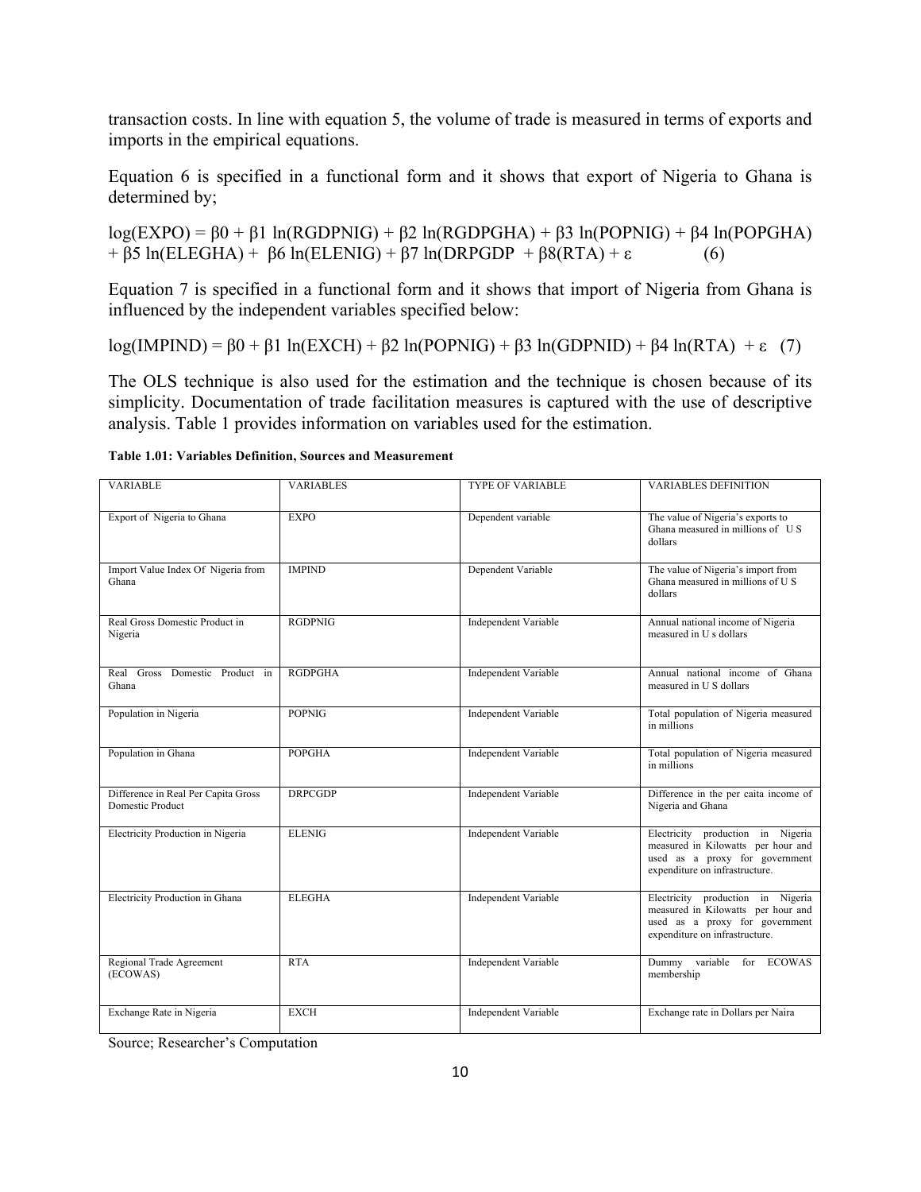transaction costs. In line with equation 5, the volume of trade is measured in terms of exports and imports in the empirical equations.

Equation 6 is specified in a functional form and it shows that export of Nigeria to Ghana is determined by;

$$\log(EXPO) = \beta0 + \beta1 \ln(RGDPNIG) + \beta2 \ln(RGDPGHA) + \beta3 \ln(POPNIG) + \beta4 \ln(POPGHA) + \beta5 \ln(ELEGHA) + \beta6 \ln(ELENIG) + \beta7 \ln(DRPGDP + \beta8(RTA) + \varepsilon \quad (6)$$

Equation 7 is specified in a functional form and it shows that import of Nigeria from Ghana is influenced by the independent variables specified below:

$$\log(IMPIND) = \beta0 + \beta1 \ln(EXCH) + \beta2 \ln(POPNIG) + \beta3 \ln(GDPNID) + \beta4 \ln(RTA) + \varepsilon \quad (7)$$

The OLS technique is also used for the estimation and the technique is chosen because of its simplicity. Documentation of trade facilitation measures is captured with the use of descriptive analysis. Table 1 provides information on variables used for the estimation.

**Table 1.01: Variables Definition, Sources and Measurement**

| VARIABLE | VARIABLES | TYPE OF VARIABLE | VARIABLES DEFINITION |
|---|---|---|---|
| Export of Nigeria to Ghana | EXPO | Dependent variable | The value of Nigeria's exports to Ghana measured in millions of U S dollars |
| Import Value Index Of Nigeria from Ghana | IMPIND | Dependent Variable | The value of Nigeria's import from Ghana measured in millions of U S dollars |
| Real Gross Domestic Product in Nigeria | RGDPNIG | Independent Variable | Annual national income of Nigeria measured in U s dollars |
| Real Gross Domestic Product in Ghana | RGDPGHA | Independent Variable | Annual national income of Ghana measured in U S dollars |
| Population in Nigeria | POPNIG | Independent Variable | Total population of Nigeria measured in millions |
| Population in Ghana | POPGHA | Independent Variable | Total population of Nigeria measured in millions |
| Difference in Real Per Capita Gross Domestic Product | DRPCGDP | Independent Variable | Difference in the per caita income of Nigeria and Ghana |
| Electricity Production in Nigeria | ELENIG | Independent Variable | Electricity production in Nigeria measured in Kilowatts per hour and used as a proxy for government expenditure on infrastructure. |
| Electricity Production in Ghana | ELEGHA | Independent Variable | Electricity production in Nigeria measured in Kilowatts per hour and used as a proxy for government expenditure on infrastructure. |
| Regional Trade Agreement (ECOWAS) | RTA | Independent Variable | Dummy variable for ECOWAS membership |
| Exchange Rate in Nigeria | EXCH | Independent Variable | Exchange rate in Dollars per Naira |

Source; Researcher's Computation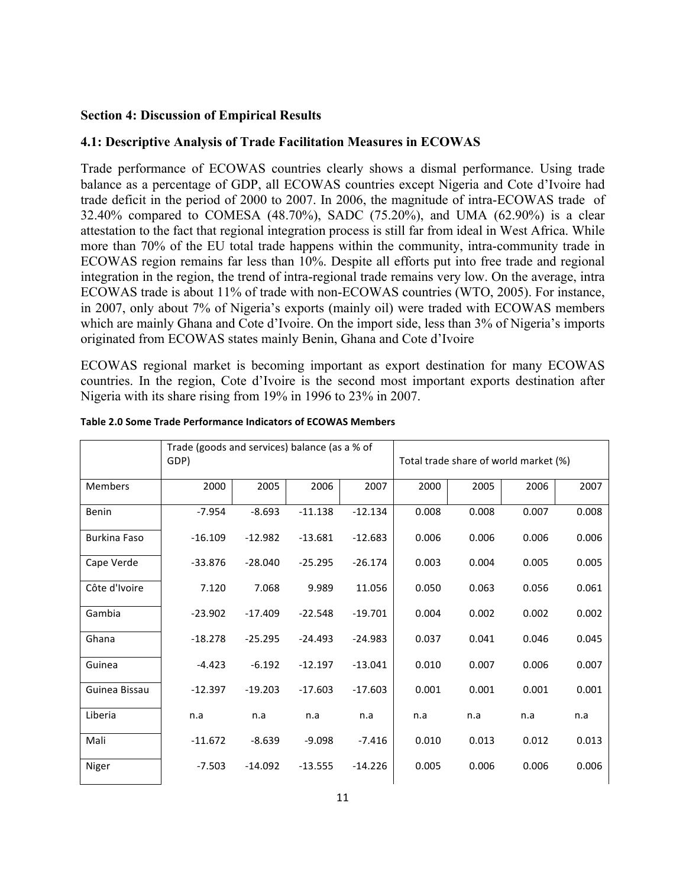**Section 4: Discussion of Empirical Results**

**4.1: Descriptive Analysis of Trade Facilitation Measures in ECOWAS**

Trade performance of ECOWAS countries clearly shows a dismal performance. Using trade balance as a percentage of GDP, all ECOWAS countries except Nigeria and Cote d'Ivoire had trade deficit in the period of 2000 to 2007. In 2006, the magnitude of intra-ECOWAS trade of 32.40% compared to COMESA (48.70%), SADC (75.20%), and UMA (62.90%) is a clear attestation to the fact that regional integration process is still far from ideal in West Africa. While more than 70% of the EU total trade happens within the community, intra-community trade in ECOWAS region remains far less than 10%. Despite all efforts put into free trade and regional integration in the region, the trend of intra-regional trade remains very low. On the average, intra ECOWAS trade is about 11% of trade with non-ECOWAS countries (WTO, 2005). For instance, in 2007, only about 7% of Nigeria's exports (mainly oil) were traded with ECOWAS members which are mainly Ghana and Cote d'Ivoire. On the import side, less than 3% of Nigeria's imports originated from ECOWAS states mainly Benin, Ghana and Cote d'Ivoire

ECOWAS regional market is becoming important as export destination for many ECOWAS countries. In the region, Cote d'Ivoire is the second most important exports destination after Nigeria with its share rising from 19% in 1996 to 23% in 2007.

**Table 2.0 Some Trade Performance Indicators of ECOWAS Members**

| | Trade (goods and services) balance (as a % of GDP) | | | | Total trade share of world market (%) | | | |
|---|---|---|---|---|---|---|---|---|
| Members | 2000 | 2005 | 2006 | 2007 | 2000 | 2005 | 2006 | 2007 |
| Benin | -7.954 | -8.693 | -11.138 | -12.134 | 0.008 | 0.008 | 0.007 | 0.008 |
| Burkina Faso | -16.109 | -12.982 | -13.681 | -12.683 | 0.006 | 0.006 | 0.006 | 0.006 |
| Cape Verde | -33.876 | -28.040 | -25.295 | -26.174 | 0.003 | 0.004 | 0.005 | 0.005 |
| Côte d'Ivoire | 7.120 | 7.068 | 9.989 | 11.056 | 0.050 | 0.063 | 0.056 | 0.061 |
| Gambia | -23.902 | -17.409 | -22.548 | -19.701 | 0.004 | 0.002 | 0.002 | 0.002 |
| Ghana | -18.278 | -25.295 | -24.493 | -24.983 | 0.037 | 0.041 | 0.046 | 0.045 |
| Guinea | -4.423 | -6.192 | -12.197 | -13.041 | 0.010 | 0.007 | 0.006 | 0.007 |
| Guinea Bissau | -12.397 | -19.203 | -17.603 | -17.603 | 0.001 | 0.001 | 0.001 | 0.001 |
| Liberia | n.a | n.a | n.a | n.a | n.a | n.a | n.a | n.a |
| Mali | -11.672 | -8.639 | -9.098 | -7.416 | 0.010 | 0.013 | 0.012 | 0.013 |
| Niger | -7.503 | -14.092 | -13.555 | -14.226 | 0.005 | 0.006 | 0.006 | 0.006 |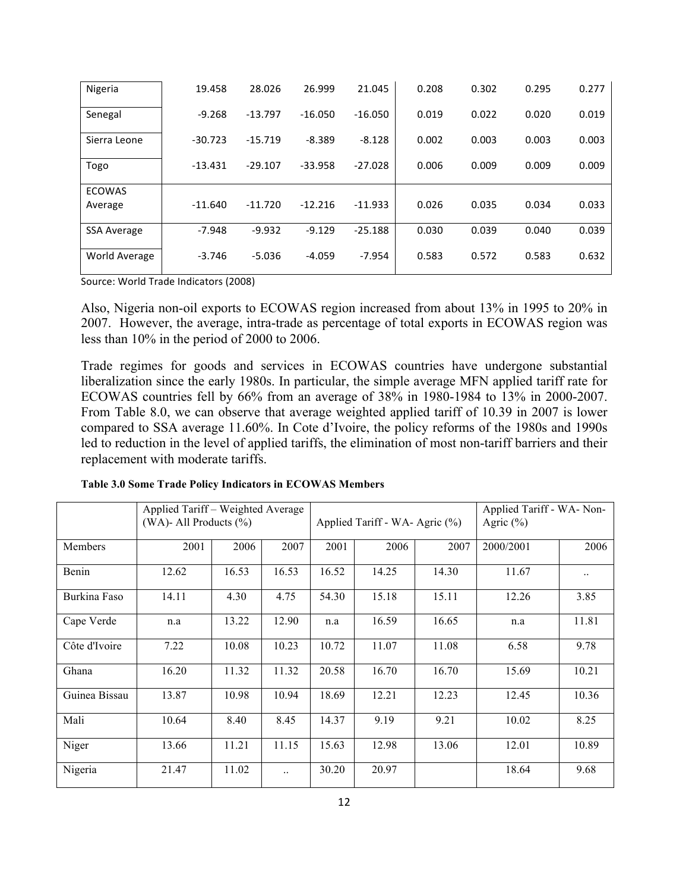| | | | | | | | | |
|---|---|---|---|---|---|---|---|---|
| Nigeria | 19.458 | 28.026 | 26.999 | 21.045 | 0.208 | 0.302 | 0.295 | 0.277 |
| Senegal | -9.268 | -13.797 | -16.050 | -16.050 | 0.019 | 0.022 | 0.020 | 0.019 |
| Sierra Leone | -30.723 | -15.719 | -8.389 | -8.128 | 0.002 | 0.003 | 0.003 | 0.003 |
| Togo | -13.431 | -29.107 | -33.958 | -27.028 | 0.006 | 0.009 | 0.009 | 0.009 |
| ECOWAS Average | -11.640 | -11.720 | -12.216 | -11.933 | 0.026 | 0.035 | 0.034 | 0.033 |
| SSA Average | -7.948 | -9.932 | -9.129 | -25.188 | 0.030 | 0.039 | 0.040 | 0.039 |
| World Average | -3.746 | -5.036 | -4.059 | -7.954 | 0.583 | 0.572 | 0.583 | 0.632 |

Source: World Trade Indicators (2008)

Also, Nigeria non-oil exports to ECOWAS region increased from about 13% in 1995 to 20% in 2007. However, the average, intra-trade as percentage of total exports in ECOWAS region was less than 10% in the period of 2000 to 2006.

Trade regimes for goods and services in ECOWAS countries have undergone substantial liberalization since the early 1980s. In particular, the simple average MFN applied tariff rate for ECOWAS countries fell by 66% from an average of 38% in 1980-1984 to 13% in 2000-2007. From Table 8.0, we can observe that average weighted applied tariff of 10.39 in 2007 is lower compared to SSA average 11.60%. In Cote d'Ivoire, the policy reforms of the 1980s and 1990s led to reduction in the level of applied tariffs, the elimination of most non-tariff barriers and their replacement with moderate tariffs.

**Table 3.0 Some Trade Policy Indicators in ECOWAS Members**

| | Applied Tariff – Weighted Average (WA)- All Products (%) | | | Applied Tariff - WA- Agric (%) | | | Applied Tariff - WA- Non-Agric (%) | |
|---|---|---|---|---|---|---|---|---|
| Members | 2001 | 2006 | 2007 | 2001 | 2006 | 2007 | 2000/2001 | 2006 |
| Benin | 12.62 | 16.53 | 16.53 | 16.52 | 14.25 | 14.30 | 11.67 | .. |
| Burkina Faso | 14.11 | 4.30 | 4.75 | 54.30 | 15.18 | 15.11 | 12.26 | 3.85 |
| Cape Verde | n.a | 13.22 | 12.90 | n.a | 16.59 | 16.65 | n.a | 11.81 |
| Côte d'Ivoire | 7.22 | 10.08 | 10.23 | 10.72 | 11.07 | 11.08 | 6.58 | 9.78 |
| Ghana | 16.20 | 11.32 | 11.32 | 20.58 | 16.70 | 16.70 | 15.69 | 10.21 |
| Guinea Bissau | 13.87 | 10.98 | 10.94 | 18.69 | 12.21 | 12.23 | 12.45 | 10.36 |
| Mali | 10.64 | 8.40 | 8.45 | 14.37 | 9.19 | 9.21 | 10.02 | 8.25 |
| Niger | 13.66 | 11.21 | 11.15 | 15.63 | 12.98 | 13.06 | 12.01 | 10.89 |
| Nigeria | 21.47 | 11.02 | .. | 30.20 | 20.97 | | 18.64 | 9.68 |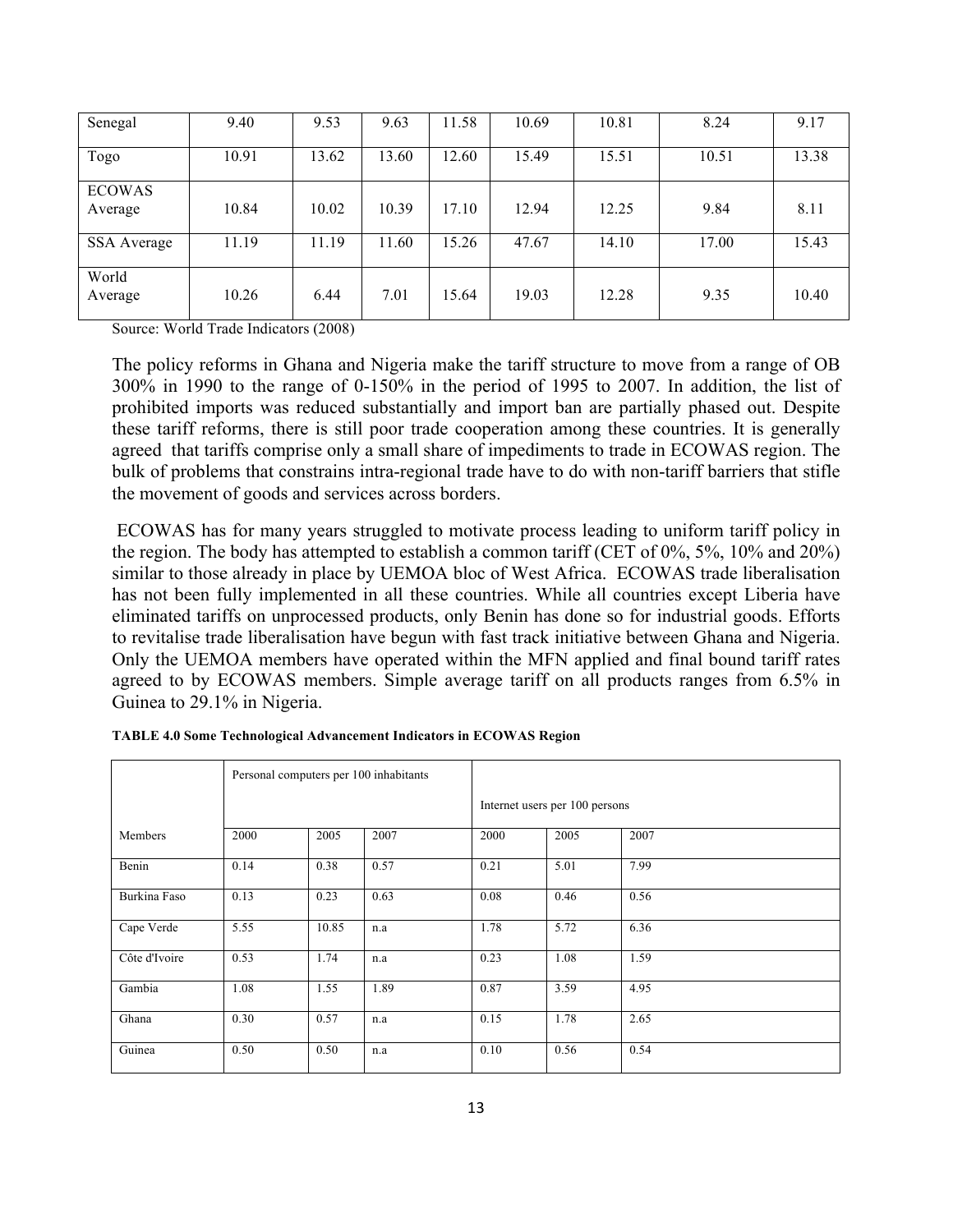| Senegal | 9.40 | 9.53 | 9.63 | 11.58 | 10.69 | 10.81 | 8.24 | 9.17 |
|---|---|---|---|---|---|---|---|---|
| Togo | 10.91 | 13.62 | 13.60 | 12.60 | 15.49 | 15.51 | 10.51 | 13.38 |
| ECOWAS Average | 10.84 | 10.02 | 10.39 | 17.10 | 12.94 | 12.25 | 9.84 | 8.11 |
| SSA Average | 11.19 | 11.19 | 11.60 | 15.26 | 47.67 | 14.10 | 17.00 | 15.43 |
| World Average | 10.26 | 6.44 | 7.01 | 15.64 | 19.03 | 12.28 | 9.35 | 10.40 |

Source: World Trade Indicators (2008)

The policy reforms in Ghana and Nigeria make the tariff structure to move from a range of OB 300% in 1990 to the range of 0-150% in the period of 1995 to 2007. In addition, the list of prohibited imports was reduced substantially and import ban are partially phased out. Despite these tariff reforms, there is still poor trade cooperation among these countries. It is generally agreed that tariffs comprise only a small share of impediments to trade in ECOWAS region. The bulk of problems that constrains intra-regional trade have to do with non-tariff barriers that stifle the movement of goods and services across borders.

ECOWAS has for many years struggled to motivate process leading to uniform tariff policy in the region. The body has attempted to establish a common tariff (CET of 0%, 5%, 10% and 20%) similar to those already in place by UEMOA bloc of West Africa. ECOWAS trade liberalisation has not been fully implemented in all these countries. While all countries except Liberia have eliminated tariffs on unprocessed products, only Benin has done so for industrial goods. Efforts to revitalise trade liberalisation have begun with fast track initiative between Ghana and Nigeria. Only the UEMOA members have operated within the MFN applied and final bound tariff rates agreed to by ECOWAS members. Simple average tariff on all products ranges from 6.5% in Guinea to 29.1% in Nigeria.

**TABLE 4.0 Some Technological Advancement Indicators in ECOWAS Region**

| | Personal computers per 100 inhabitants | | | Internet users per 100 persons | | |
|---|---|---|---|---|---|---|
| Members | 2000 | 2005 | 2007 | 2000 | 2005 | 2007 |
| Benin | 0.14 | 0.38 | 0.57 | 0.21 | 5.01 | 7.99 |
| Burkina Faso | 0.13 | 0.23 | 0.63 | 0.08 | 0.46 | 0.56 |
| Cape Verde | 5.55 | 10.85 | n.a | 1.78 | 5.72 | 6.36 |
| Côte d'Ivoire | 0.53 | 1.74 | n.a | 0.23 | 1.08 | 1.59 |
| Gambia | 1.08 | 1.55 | 1.89 | 0.87 | 3.59 | 4.95 |
| Ghana | 0.30 | 0.57 | n.a | 0.15 | 1.78 | 2.65 |
| Guinea | 0.50 | 0.50 | n.a | 0.10 | 0.56 | 0.54 |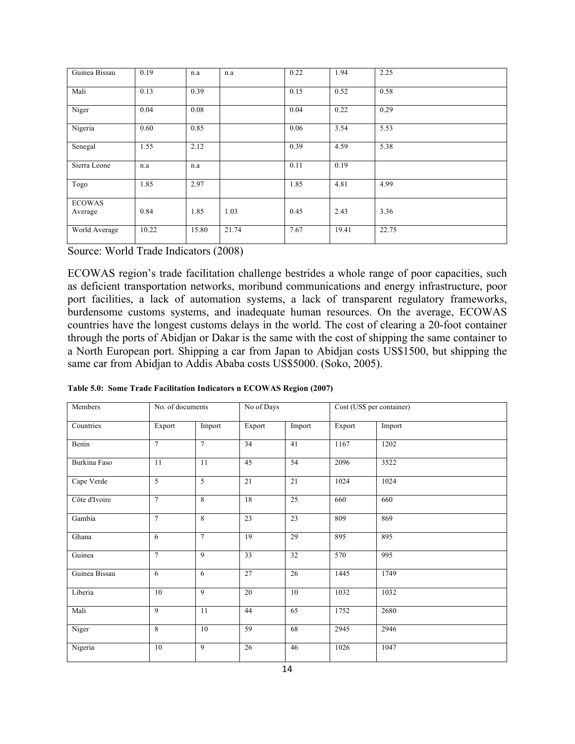| Guinea Bissau | 0.19 | n.a | n.a | 0.22 | 1.94 | 2.25 |
|---|---|---|---|---|---|---|
| Mali | 0.13 | 0.39 | | 0.15 | 0.52 | 0.58 |
| Niger | 0.04 | 0.08 | | 0.04 | 0.22 | 0.29 |
| Nigeria | 0.60 | 0.85 | | 0.06 | 3.54 | 5.53 |
| Senegal | 1.55 | 2.12 | | 0.39 | 4.59 | 5.38 |
| Sierra Leone | n.a | n.a | | 0.11 | 0.19 | |
| Togo | 1.85 | 2.97 | | 1.85 | 4.81 | 4.99 |
| ECOWAS Average | 0.84 | 1.85 | 1.03 | 0.45 | 2.43 | 3.36 |
| World Average | 10.22 | 15.80 | 21.74 | 7.67 | 19.41 | 22.75 |

Source: World Trade Indicators (2008)

ECOWAS region's trade facilitation challenge bestrides a whole range of poor capacities, such as deficient transportation networks, moribund communications and energy infrastructure, poor port facilities, a lack of automation systems, a lack of transparent regulatory frameworks, burdensome customs systems, and inadequate human resources. On the average, ECOWAS countries have the longest customs delays in the world. The cost of clearing a 20-foot container through the ports of Abidjan or Dakar is the same with the cost of shipping the same container to a North European port. Shipping a car from Japan to Abidjan costs US$1500, but shipping the same car from Abidjan to Addis Ababa costs US$5000. (Soko, 2005).

**Table 5.0: Some Trade Facilitation Indicators n ECOWAS Region (2007)**

| Members | No. of documents | | No of Days | | Cost (US$ per container) | |
|---|---|---|---|---|---|---|
| Countries | Export | Import | Export | Import | Export | Import |
| Benin | 7 | 7 | 34 | 41 | 1167 | 1202 |
| Burkina Faso | 11 | 11 | 45 | 54 | 2096 | 3522 |
| Cape Verde | 5 | 5 | 21 | 21 | 1024 | 1024 |
| Côte d'Ivoire | 7 | 8 | 18 | 25 | 660 | 660 |
| Gambia | 7 | 8 | 23 | 23 | 809 | 869 |
| Ghana | 6 | 7 | 19 | 29 | 895 | 895 |
| Guinea | 7 | 9 | 33 | 32 | 570 | 995 |
| Guinea Bissau | 6 | 6 | 27 | 26 | 1445 | 1749 |
| Liberia | 10 | 9 | 20 | 10 | 1032 | 1032 |
| Mali | 9 | 11 | 44 | 65 | 1752 | 2680 |
| Niger | 8 | 10 | 59 | 68 | 2945 | 2946 |
| Nigeria | 10 | 9 | 26 | 46 | 1026 | 1047 |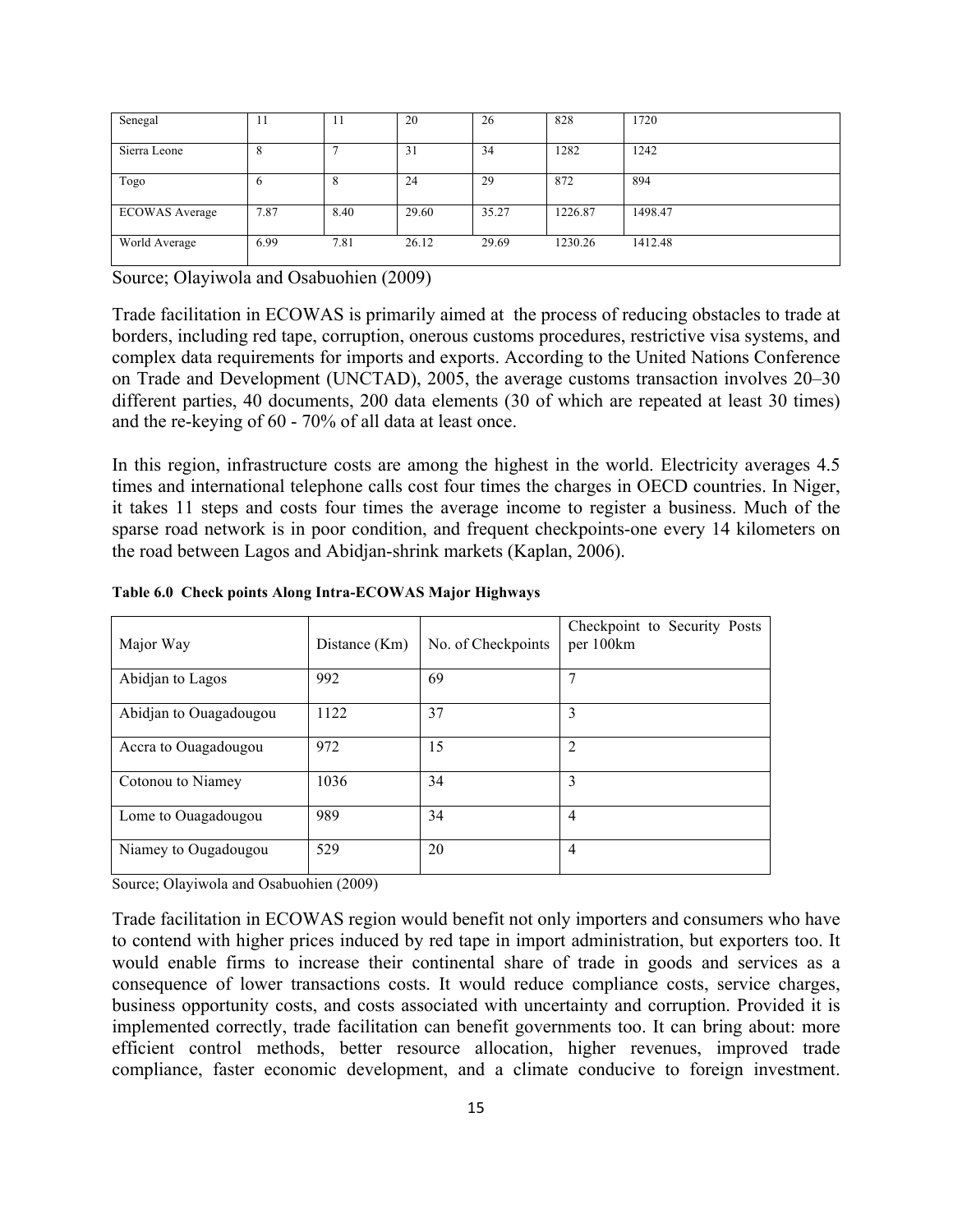| Senegal | 11 | 11 | 20 | 26 | 828 | 1720 |
|---|---|---|---|---|---|---|
| Sierra Leone | 8 | 7 | 31 | 34 | 1282 | 1242 |
| Togo | 6 | 8 | 24 | 29 | 872 | 894 |
| ECOWAS Average | 7.87 | 8.40 | 29.60 | 35.27 | 1226.87 | 1498.47 |
| World Average | 6.99 | 7.81 | 26.12 | 29.69 | 1230.26 | 1412.48 |

Source; Olayiwola and Osabuohien (2009)

Trade facilitation in ECOWAS is primarily aimed at the process of reducing obstacles to trade at borders, including red tape, corruption, onerous customs procedures, restrictive visa systems, and complex data requirements for imports and exports. According to the United Nations Conference on Trade and Development (UNCTAD), 2005, the average customs transaction involves 20–30 different parties, 40 documents, 200 data elements (30 of which are repeated at least 30 times) and the re-keying of 60 - 70% of all data at least once.

In this region, infrastructure costs are among the highest in the world. Electricity averages 4.5 times and international telephone calls cost four times the charges in OECD countries. In Niger, it takes 11 steps and costs four times the average income to register a business. Much of the sparse road network is in poor condition, and frequent checkpoints-one every 14 kilometers on the road between Lagos and Abidjan-shrink markets (Kaplan, 2006).

**Table 6.0 Check points Along Intra-ECOWAS Major Highways**

| Major Way | Distance (Km) | No. of Checkpoints | Checkpoint to Security Posts per 100km |
|---|---|---|---|
| Abidjan to Lagos | 992 | 69 | 7 |
| Abidjan to Ouagadougou | 1122 | 37 | 3 |
| Accra to Ouagadougou | 972 | 15 | 2 |
| Cotonou to Niamey | 1036 | 34 | 3 |
| Lome to Ouagadougou | 989 | 34 | 4 |
| Niamey to Ougadougou | 529 | 20 | 4 |

Source; Olayiwola and Osabuohien (2009)

Trade facilitation in ECOWAS region would benefit not only importers and consumers who have to contend with higher prices induced by red tape in import administration, but exporters too. It would enable firms to increase their continental share of trade in goods and services as a consequence of lower transactions costs. It would reduce compliance costs, service charges, business opportunity costs, and costs associated with uncertainty and corruption. Provided it is implemented correctly, trade facilitation can benefit governments too. It can bring about: more efficient control methods, better resource allocation, higher revenues, improved trade compliance, faster economic development, and a climate conducive to foreign investment.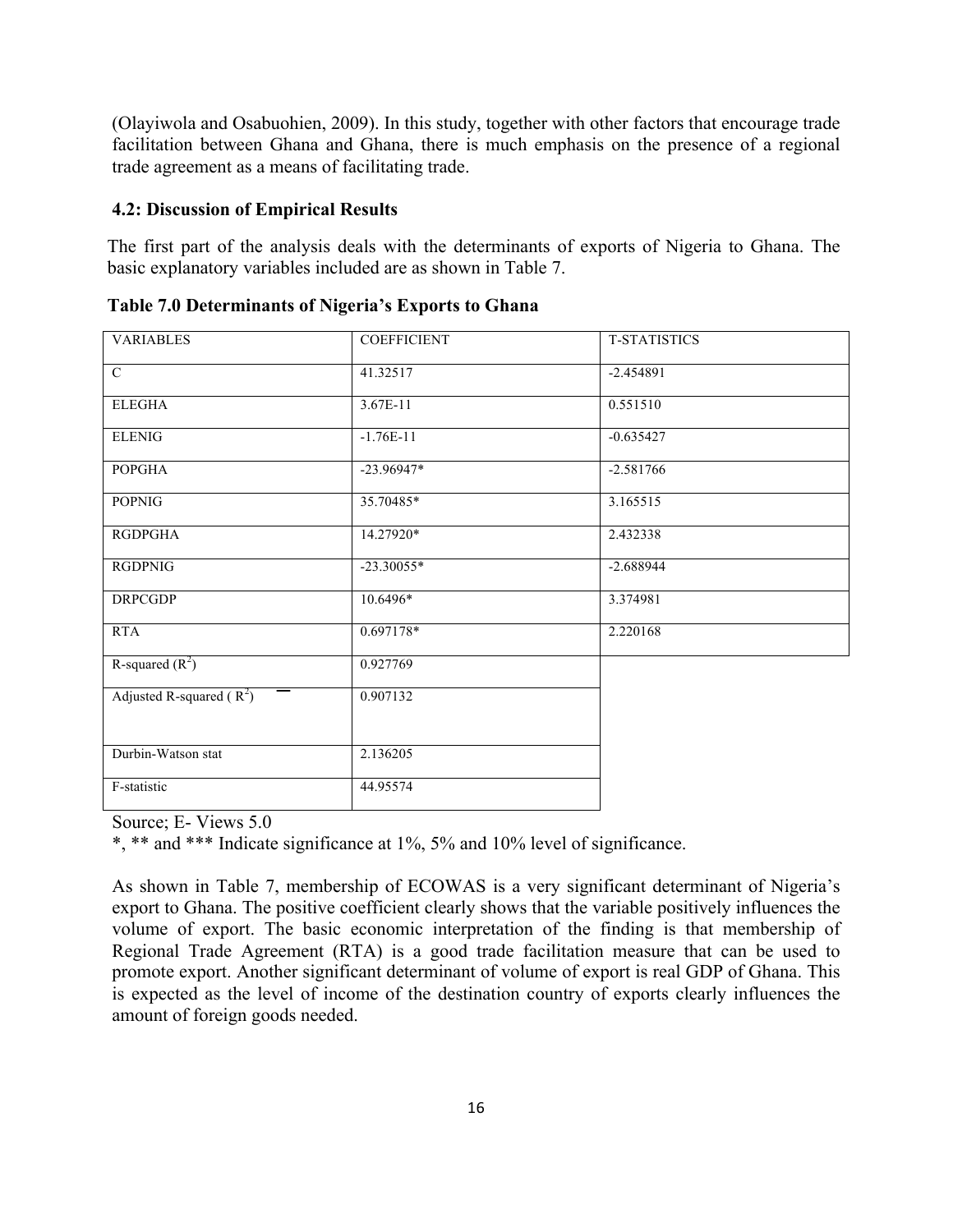(Olayiwola and Osabuohien, 2009). In this study, together with other factors that encourage trade facilitation between Ghana and Ghana, there is much emphasis on the presence of a regional trade agreement as a means of facilitating trade.

### 4.2: Discussion of Empirical Results

The first part of the analysis deals with the determinants of exports of Nigeria to Ghana. The basic explanatory variables included are as shown in Table 7.

**Table 7.0 Determinants of Nigeria's Exports to Ghana**

| VARIABLES | COEFFICIENT | T-STATISTICS |
|---|---|---|
| C | 41.32517 | -2.454891 |
| ELEGHA | 3.67E-11 | 0.551510 |
| ELENIG | -1.76E-11 | -0.635427 |
| POPGHA | -23.96947* | -2.581766 |
| POPNIG | 35.70485* | 3.165515 |
| RGDPGHA | 14.27920* | 2.432338 |
| RGDPNIG | -23.30055* | -2.688944 |
| DRPCGDP | 10.6496* | 3.374981 |
| RTA | 0.697178* | 2.220168 |
| R-squared ($R^2$) | 0.927769 | |
| Adjusted R-squared ( $\bar{R}^2$) | 0.907132 | |
| Durbin-Watson stat | 2.136205 | |
| F-statistic | 44.95574 | |

Source; E- Views 5.0

*, ** and *** Indicate significance at 1%, 5% and 10% level of significance.

As shown in Table 7, membership of ECOWAS is a very significant determinant of Nigeria's export to Ghana. The positive coefficient clearly shows that the variable positively influences the volume of export. The basic economic interpretation of the finding is that membership of Regional Trade Agreement (RTA) is a good trade facilitation measure that can be used to promote export. Another significant determinant of volume of export is real GDP of Ghana. This is expected as the level of income of the destination country of exports clearly influences the amount of foreign goods needed.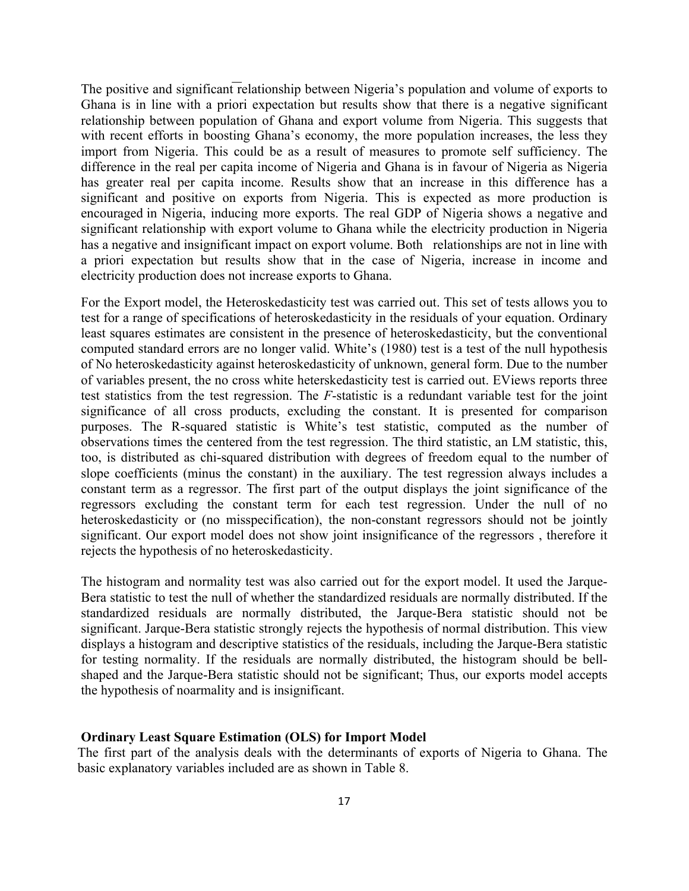The positive and significant relationship between Nigeria's population and volume of exports to Ghana is in line with a priori expectation but results show that there is a negative significant relationship between population of Ghana and export volume from Nigeria. This suggests that with recent efforts in boosting Ghana's economy, the more population increases, the less they import from Nigeria. This could be as a result of measures to promote self sufficiency. The difference in the real per capita income of Nigeria and Ghana is in favour of Nigeria as Nigeria has greater real per capita income. Results show that an increase in this difference has a significant and positive on exports from Nigeria. This is expected as more production is encouraged in Nigeria, inducing more exports. The real GDP of Nigeria shows a negative and significant relationship with export volume to Ghana while the electricity production in Nigeria has a negative and insignificant impact on export volume. Both relationships are not in line with a priori expectation but results show that in the case of Nigeria, increase in income and electricity production does not increase exports to Ghana.

For the Export model, the Heteroskedasticity test was carried out. This set of tests allows you to test for a range of specifications of heteroskedasticity in the residuals of your equation. Ordinary least squares estimates are consistent in the presence of heteroskedasticity, but the conventional computed standard errors are no longer valid. White's (1980) test is a test of the null hypothesis of No heteroskedasticity against heteroskedasticity of unknown, general form. Due to the number of variables present, the no cross white heterskedasticity test is carried out. EViews reports three test statistics from the test regression. The *F*-statistic is a redundant variable test for the joint significance of all cross products, excluding the constant. It is presented for comparison purposes. The R-squared statistic is White's test statistic, computed as the number of observations times the centered from the test regression. The third statistic, an LM statistic, this, too, is distributed as chi-squared distribution with degrees of freedom equal to the number of slope coefficients (minus the constant) in the auxiliary. The test regression always includes a constant term as a regressor. The first part of the output displays the joint significance of the regressors excluding the constant term for each test regression. Under the null of no heteroskedasticity or (no misspecification), the non-constant regressors should not be jointly significant. Our export model does not show joint insignificance of the regressors , therefore it rejects the hypothesis of no heteroskedasticity.

The histogram and normality test was also carried out for the export model. It used the Jarque-Bera statistic to test the null of whether the standardized residuals are normally distributed. If the standardized residuals are normally distributed, the Jarque-Bera statistic should not be significant. Jarque-Bera statistic strongly rejects the hypothesis of normal distribution. This view displays a histogram and descriptive statistics of the residuals, including the Jarque-Bera statistic for testing normality. If the residuals are normally distributed, the histogram should be bell-shaped and the Jarque-Bera statistic should not be significant; Thus, our exports model accepts the hypothesis of noarmality and is insignificant.

**Ordinary Least Square Estimation (OLS) for Import Model**

The first part of the analysis deals with the determinants of exports of Nigeria to Ghana. The basic explanatory variables included are as shown in Table 8.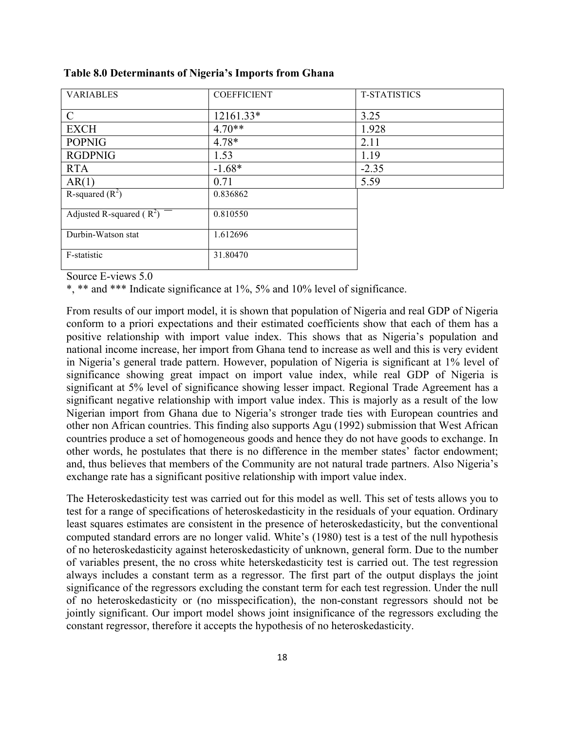**Table 8.0 Determinants of Nigeria's Imports from Ghana**

| VARIABLES | COEFFICIENT | T-STATISTICS |
|---|---|---|
| C | 12161.33* | 3.25 |
| EXCH | 4.70** | 1.928 |
| POPNIG | 4.78* | 2.11 |
| RGDPNIG | 1.53 | 1.19 |
| RTA | -1.68* | -2.35 |
| AR(1) | 0.71 | 5.59 |
| R-squared ($R^2$) | 0.836862 | |
| Adjusted R-squared ( $\bar{R}^2$) | 0.810550 | |
| Durbin-Watson stat | 1.612696 | |
| F-statistic | 31.80470 | |

Source E-views 5.0

*, ** and *** Indicate significance at 1%, 5% and 10% level of significance.

From results of our import model, it is shown that population of Nigeria and real GDP of Nigeria conform to a priori expectations and their estimated coefficients show that each of them has a positive relationship with import value index. This shows that as Nigeria's population and national income increase, her import from Ghana tend to increase as well and this is very evident in Nigeria's general trade pattern. However, population of Nigeria is significant at 1% level of significance showing great impact on import value index, while real GDP of Nigeria is significant at 5% level of significance showing lesser impact. Regional Trade Agreement has a significant negative relationship with import value index. This is majorly as a result of the low Nigerian import from Ghana due to Nigeria's stronger trade ties with European countries and other non African countries. This finding also supports Agu (1992) submission that West African countries produce a set of homogeneous goods and hence they do not have goods to exchange. In other words, he postulates that there is no difference in the member states' factor endowment; and, thus believes that members of the Community are not natural trade partners. Also Nigeria's exchange rate has a significant positive relationship with import value index.

The Heteroskedasticity test was carried out for this model as well. This set of tests allows you to test for a range of specifications of heteroskedasticity in the residuals of your equation. Ordinary least squares estimates are consistent in the presence of heteroskedasticity, but the conventional computed standard errors are no longer valid. White's (1980) test is a test of the null hypothesis of no heteroskedasticity against heteroskedasticity of unknown, general form. Due to the number of variables present, the no cross white heterskedasticity test is carried out. The test regression always includes a constant term as a regressor. The first part of the output displays the joint significance of the regressors excluding the constant term for each test regression. Under the null of no heteroskedasticity or (no misspecification), the non-constant regressors should not be jointly significant. Our import model shows joint insignificance of the regressors excluding the constant regressor, therefore it accepts the hypothesis of no heteroskedasticity.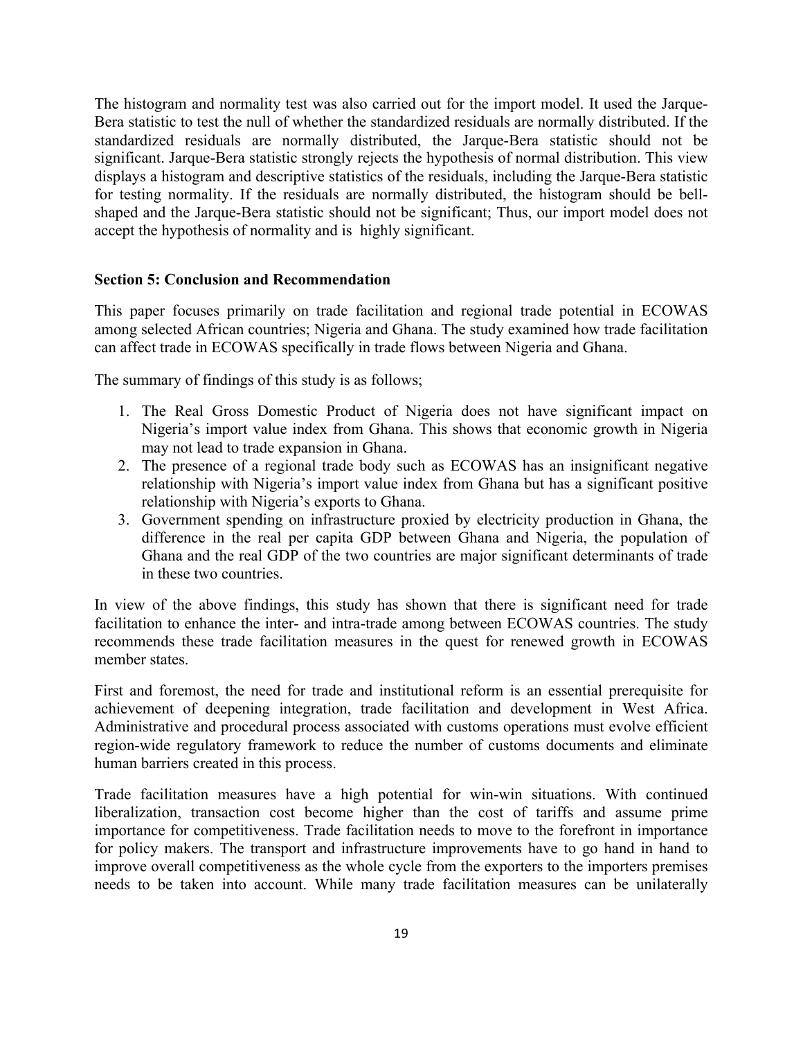The histogram and normality test was also carried out for the import model. It used the Jarque-Bera statistic to test the null of whether the standardized residuals are normally distributed. If the standardized residuals are normally distributed, the Jarque-Bera statistic should not be significant. Jarque-Bera statistic strongly rejects the hypothesis of normal distribution. This view displays a histogram and descriptive statistics of the residuals, including the Jarque-Bera statistic for testing normality. If the residuals are normally distributed, the histogram should be bell-shaped and the Jarque-Bera statistic should not be significant; Thus, our import model does not accept the hypothesis of normality and is highly significant.

**Section 5: Conclusion and Recommendation**

This paper focuses primarily on trade facilitation and regional trade potential in ECOWAS among selected African countries; Nigeria and Ghana. The study examined how trade facilitation can affect trade in ECOWAS specifically in trade flows between Nigeria and Ghana.

The summary of findings of this study is as follows;

1. The Real Gross Domestic Product of Nigeria does not have significant impact on Nigeria's import value index from Ghana. This shows that economic growth in Nigeria may not lead to trade expansion in Ghana.
2. The presence of a regional trade body such as ECOWAS has an insignificant negative relationship with Nigeria's import value index from Ghana but has a significant positive relationship with Nigeria's exports to Ghana.
3. Government spending on infrastructure proxied by electricity production in Ghana, the difference in the real per capita GDP between Ghana and Nigeria, the population of Ghana and the real GDP of the two countries are major significant determinants of trade in these two countries.

In view of the above findings, this study has shown that there is significant need for trade facilitation to enhance the inter- and intra-trade among between ECOWAS countries. The study recommends these trade facilitation measures in the quest for renewed growth in ECOWAS member states.

First and foremost, the need for trade and institutional reform is an essential prerequisite for achievement of deepening integration, trade facilitation and development in West Africa. Administrative and procedural process associated with customs operations must evolve efficient region-wide regulatory framework to reduce the number of customs documents and eliminate human barriers created in this process.

Trade facilitation measures have a high potential for win-win situations. With continued liberalization, transaction cost become higher than the cost of tariffs and assume prime importance for competitiveness. Trade facilitation needs to move to the forefront in importance for policy makers. The transport and infrastructure improvements have to go hand in hand to improve overall competitiveness as the whole cycle from the exporters to the importers premises needs to be taken into account. While many trade facilitation measures can be unilaterally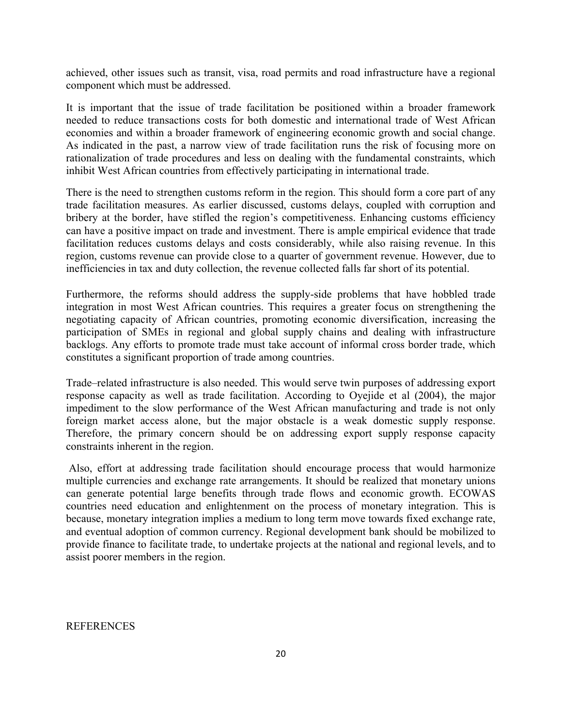achieved, other issues such as transit, visa, road permits and road infrastructure have a regional component which must be addressed.

It is important that the issue of trade facilitation be positioned within a broader framework needed to reduce transactions costs for both domestic and international trade of West African economies and within a broader framework of engineering economic growth and social change. As indicated in the past, a narrow view of trade facilitation runs the risk of focusing more on rationalization of trade procedures and less on dealing with the fundamental constraints, which inhibit West African countries from effectively participating in international trade.

There is the need to strengthen customs reform in the region. This should form a core part of any trade facilitation measures. As earlier discussed, customs delays, coupled with corruption and bribery at the border, have stifled the region's competitiveness. Enhancing customs efficiency can have a positive impact on trade and investment. There is ample empirical evidence that trade facilitation reduces customs delays and costs considerably, while also raising revenue. In this region, customs revenue can provide close to a quarter of government revenue. However, due to inefficiencies in tax and duty collection, the revenue collected falls far short of its potential.

Furthermore, the reforms should address the supply-side problems that have hobbled trade integration in most West African countries. This requires a greater focus on strengthening the negotiating capacity of African countries, promoting economic diversification, increasing the participation of SMEs in regional and global supply chains and dealing with infrastructure backlogs. Any efforts to promote trade must take account of informal cross border trade, which constitutes a significant proportion of trade among countries.

Trade–related infrastructure is also needed. This would serve twin purposes of addressing export response capacity as well as trade facilitation. According to Oyejide et al (2004), the major impediment to the slow performance of the West African manufacturing and trade is not only foreign market access alone, but the major obstacle is a weak domestic supply response. Therefore, the primary concern should be on addressing export supply response capacity constraints inherent in the region.

Also, effort at addressing trade facilitation should encourage process that would harmonize multiple currencies and exchange rate arrangements. It should be realized that monetary unions can generate potential large benefits through trade flows and economic growth. ECOWAS countries need education and enlightenment on the process of monetary integration. This is because, monetary integration implies a medium to long term move towards fixed exchange rate, and eventual adoption of common currency. Regional development bank should be mobilized to provide finance to facilitate trade, to undertake projects at the national and regional levels, and to assist poorer members in the region.

REFERENCES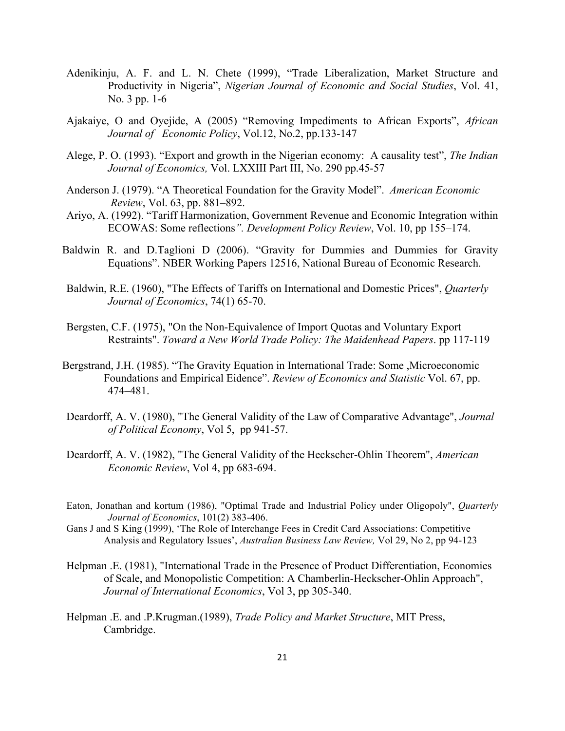Adenikinju, A. F. and L. N. Chete (1999), "Trade Liberalization, Market Structure and Productivity in Nigeria", *Nigerian Journal of Economic and Social Studies*, Vol. 41, No. 3 pp. 1-6

Ajakaiye, O and Oyejide, A (2005) "Removing Impediments to African Exports", *African Journal of Economic Policy*, Vol.12, No.2, pp.133-147

Alege, P. O. (1993). "Export and growth in the Nigerian economy: A causality test", *The Indian Journal of Economics,* Vol. LXXIII Part III, No. 290 pp.45-57

Anderson J. (1979). "A Theoretical Foundation for the Gravity Model". *American Economic Review*, Vol. 63, pp. 881–892.

Ariyo, A. (1992). "Tariff Harmonization, Government Revenue and Economic Integration within ECOWAS: Some reflections*". Development Policy Review*, Vol. 10, pp 155–174.

Baldwin R. and D.Taglioni D (2006). "Gravity for Dummies and Dummies for Gravity Equations". NBER Working Papers 12516, National Bureau of Economic Research.

Baldwin, R.E. (1960), "The Effects of Tariffs on International and Domestic Prices", *Quarterly Journal of Economics*, 74(1) 65-70.

Bergsten, C.F. (1975), "On the Non-Equivalence of Import Quotas and Voluntary Export Restraints". *Toward a New World Trade Policy: The Maidenhead Papers*. pp 117-119

Bergstrand, J.H. (1985). "The Gravity Equation in International Trade: Some ,Microeconomic Foundations and Empirical Eidence". *Review of Economics and Statistic* Vol. 67, pp. 474–481.

Deardorff, A. V. (1980), "The General Validity of the Law of Comparative Advantage", *Journal of Political Economy*, Vol 5, pp 941-57.

Deardorff, A. V. (1982), "The General Validity of the Heckscher-Ohlin Theorem", *American Economic Review*, Vol 4, pp 683-694.

Eaton, Jonathan and kortum (1986), "Optimal Trade and Industrial Policy under Oligopoly", *Quarterly Journal of Economics*, 101(2) 383-406.

Gans J and S King (1999), 'The Role of Interchange Fees in Credit Card Associations: Competitive Analysis and Regulatory Issues', *Australian Business Law Review,* Vol 29, No 2, pp 94-123

Helpman .E. (1981), "International Trade in the Presence of Product Differentiation, Economies of Scale, and Monopolistic Competition: A Chamberlin-Heckscher-Ohlin Approach", *Journal of International Economics*, Vol 3, pp 305-340.

Helpman .E. and .P.Krugman.(1989), *Trade Policy and Market Structure*, MIT Press, Cambridge.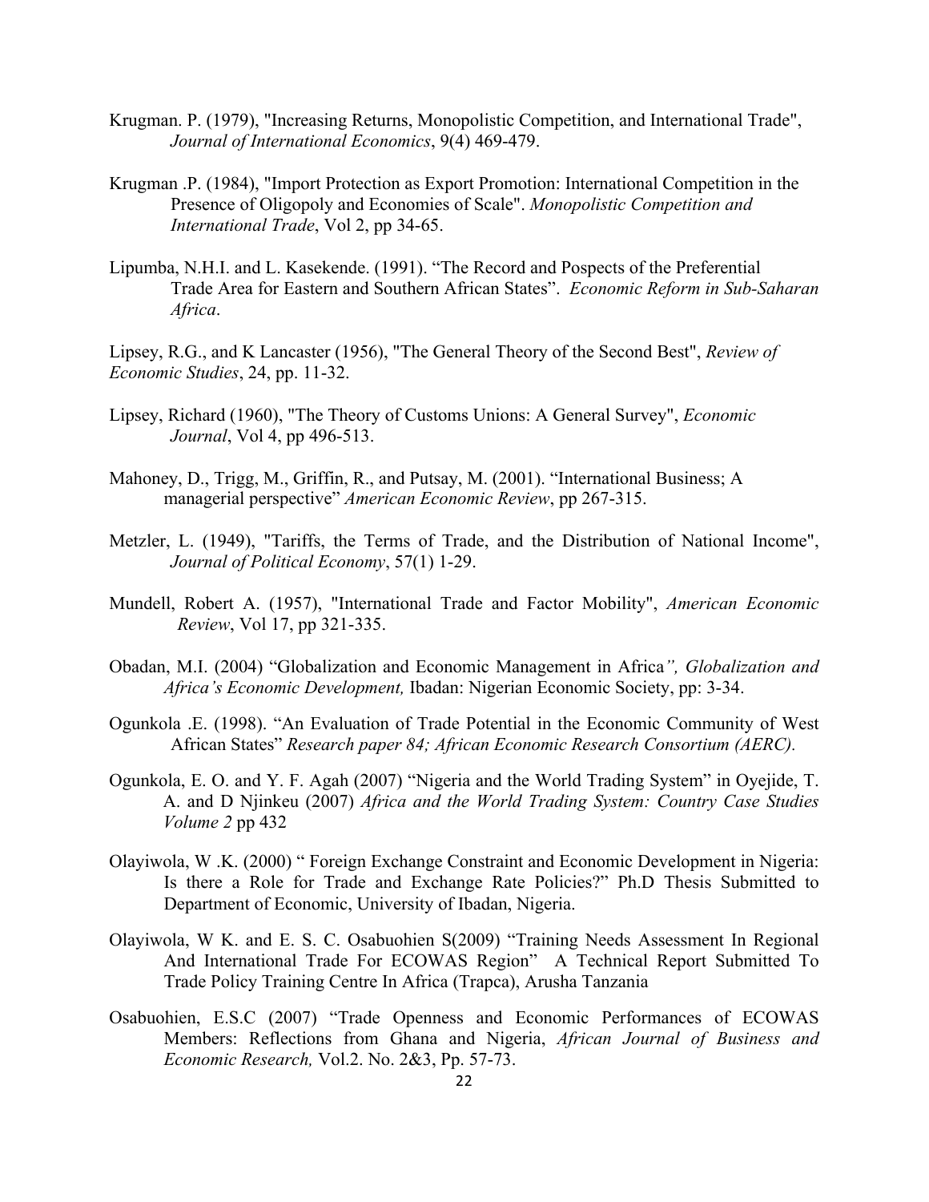Krugman. P. (1979), "Increasing Returns, Monopolistic Competition, and International Trade", *Journal of International Economics*, 9(4) 469-479.

Krugman .P. (1984), "Import Protection as Export Promotion: International Competition in the Presence of Oligopoly and Economies of Scale". *Monopolistic Competition and International Trade*, Vol 2, pp 34-65.

Lipumba, N.H.I. and L. Kasekende. (1991). "The Record and Pospects of the Preferential Trade Area for Eastern and Southern African States". *Economic Reform in Sub-Saharan Africa*.

Lipsey, R.G., and K Lancaster (1956), "The General Theory of the Second Best", *Review of Economic Studies*, 24, pp. 11-32.

Lipsey, Richard (1960), "The Theory of Customs Unions: A General Survey", *Economic Journal*, Vol 4, pp 496-513.

Mahoney, D., Trigg, M., Griffin, R., and Putsay, M. (2001). "International Business; A managerial perspective" *American Economic Review*, pp 267-315.

Metzler, L. (1949), "Tariffs, the Terms of Trade, and the Distribution of National Income", *Journal of Political Economy*, 57(1) 1-29.

Mundell, Robert A. (1957), "International Trade and Factor Mobility", *American Economic Review*, Vol 17, pp 321-335.

Obadan, M.I. (2004) "Globalization and Economic Management in Africa*", Globalization and Africa's Economic Development,* Ibadan: Nigerian Economic Society, pp: 3-34.

Ogunkola .E. (1998). "An Evaluation of Trade Potential in the Economic Community of West African States" *Research paper 84; African Economic Research Consortium (AERC).*

Ogunkola, E. O. and Y. F. Agah (2007) "Nigeria and the World Trading System" in Oyejide, T. A. and D Njinkeu (2007) *Africa and the World Trading System: Country Case Studies Volume 2* pp 432

Olayiwola, W .K. (2000) " Foreign Exchange Constraint and Economic Development in Nigeria: Is there a Role for Trade and Exchange Rate Policies?" Ph.D Thesis Submitted to Department of Economic, University of Ibadan, Nigeria.

Olayiwola, W K. and E. S. C. Osabuohien S(2009) "Training Needs Assessment In Regional And International Trade For ECOWAS Region" A Technical Report Submitted To Trade Policy Training Centre In Africa (Trapca), Arusha Tanzania

Osabuohien, E.S.C (2007) "Trade Openness and Economic Performances of ECOWAS Members: Reflections from Ghana and Nigeria, *African Journal of Business and Economic Research,* Vol.2. No. 2&3, Pp. 57-73.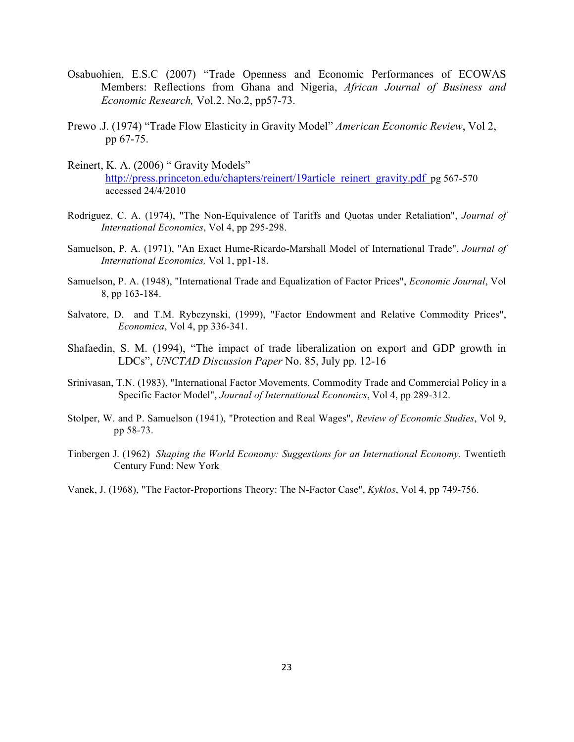Osabuohien, E.S.C (2007) "Trade Openness and Economic Performances of ECOWAS Members: Reflections from Ghana and Nigeria, *African Journal of Business and Economic Research,* Vol.2. No.2, pp57-73.

Prewo .J. (1974) "Trade Flow Elasticity in Gravity Model" *American Economic Review*, Vol 2, pp 67-75.

Reinert, K. A. (2006) " Gravity Models" http://press.princeton.edu/chapters/reinert/19article_reinert_gravity.pdf pg 567-570 accessed 24/4/2010

Rodriguez, C. A. (1974), "The Non-Equivalence of Tariffs and Quotas under Retaliation", *Journal of International Economics*, Vol 4, pp 295-298.

Samuelson, P. A. (1971), "An Exact Hume-Ricardo-Marshall Model of International Trade", *Journal of International Economics,* Vol 1, pp1-18.

Samuelson, P. A. (1948), "International Trade and Equalization of Factor Prices", *Economic Journal*, Vol 8, pp 163-184.

Salvatore, D. and T.M. Rybczynski, (1999), "Factor Endowment and Relative Commodity Prices", *Economica*, Vol 4, pp 336-341.

Shafaedin, S. M. (1994), "The impact of trade liberalization on export and GDP growth in LDCs", *UNCTAD Discussion Paper* No. 85, July pp. 12-16

Srinivasan, T.N. (1983), "International Factor Movements, Commodity Trade and Commercial Policy in a Specific Factor Model", *Journal of International Economics*, Vol 4, pp 289-312.

Stolper, W. and P. Samuelson (1941), "Protection and Real Wages", *Review of Economic Studies*, Vol 9, pp 58-73.

Tinbergen J. (1962) *Shaping the World Economy: Suggestions for an International Economy.* Twentieth Century Fund: New York

Vanek, J. (1968), "The Factor-Proportions Theory: The N-Factor Case", *Kyklos*, Vol 4, pp 749-756.